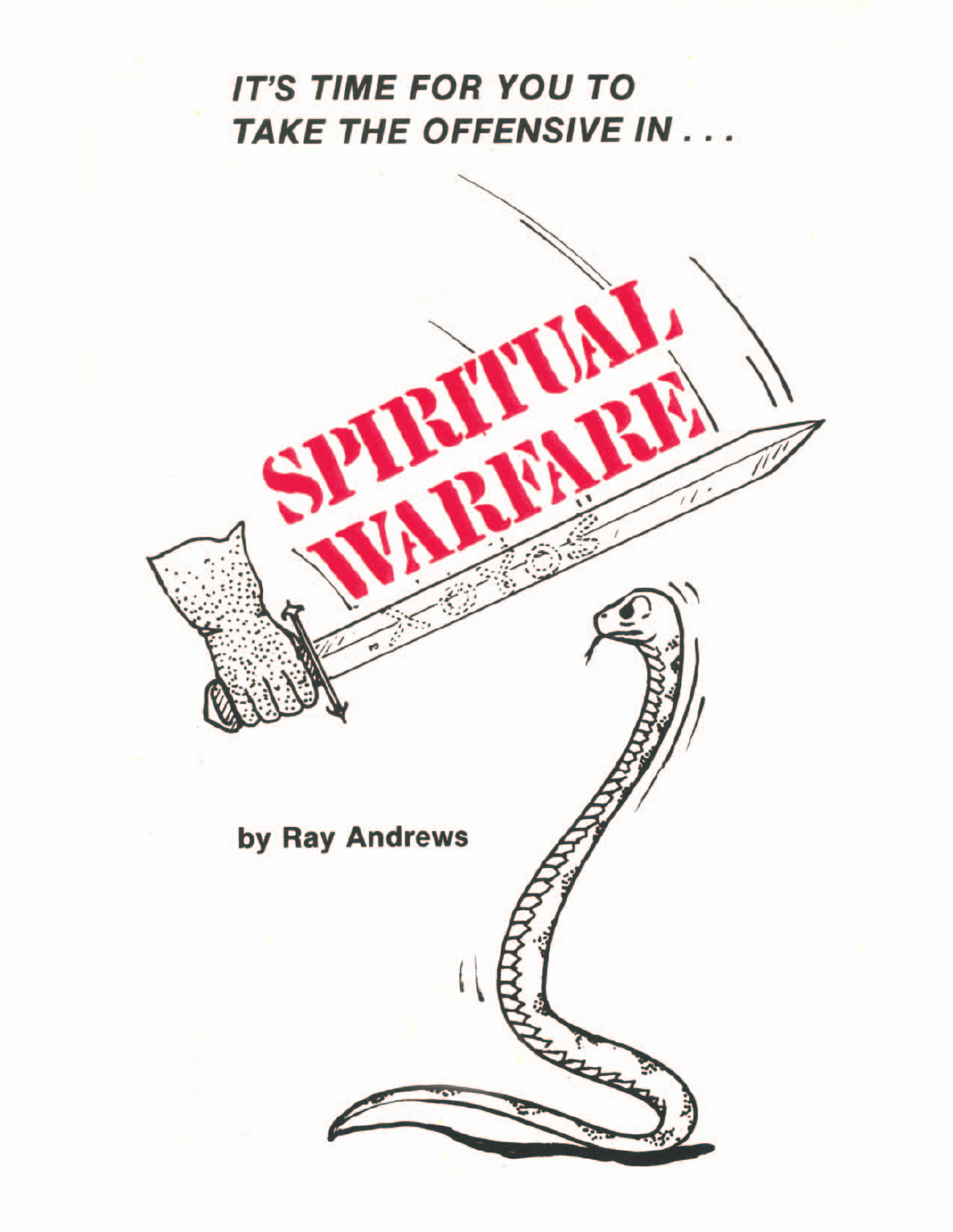***IT'S TIME FOR YOU TO TAKE THE OFFENSIVE IN . . .***

# SPIRITUAL WARFARE

**by Ray Andrews**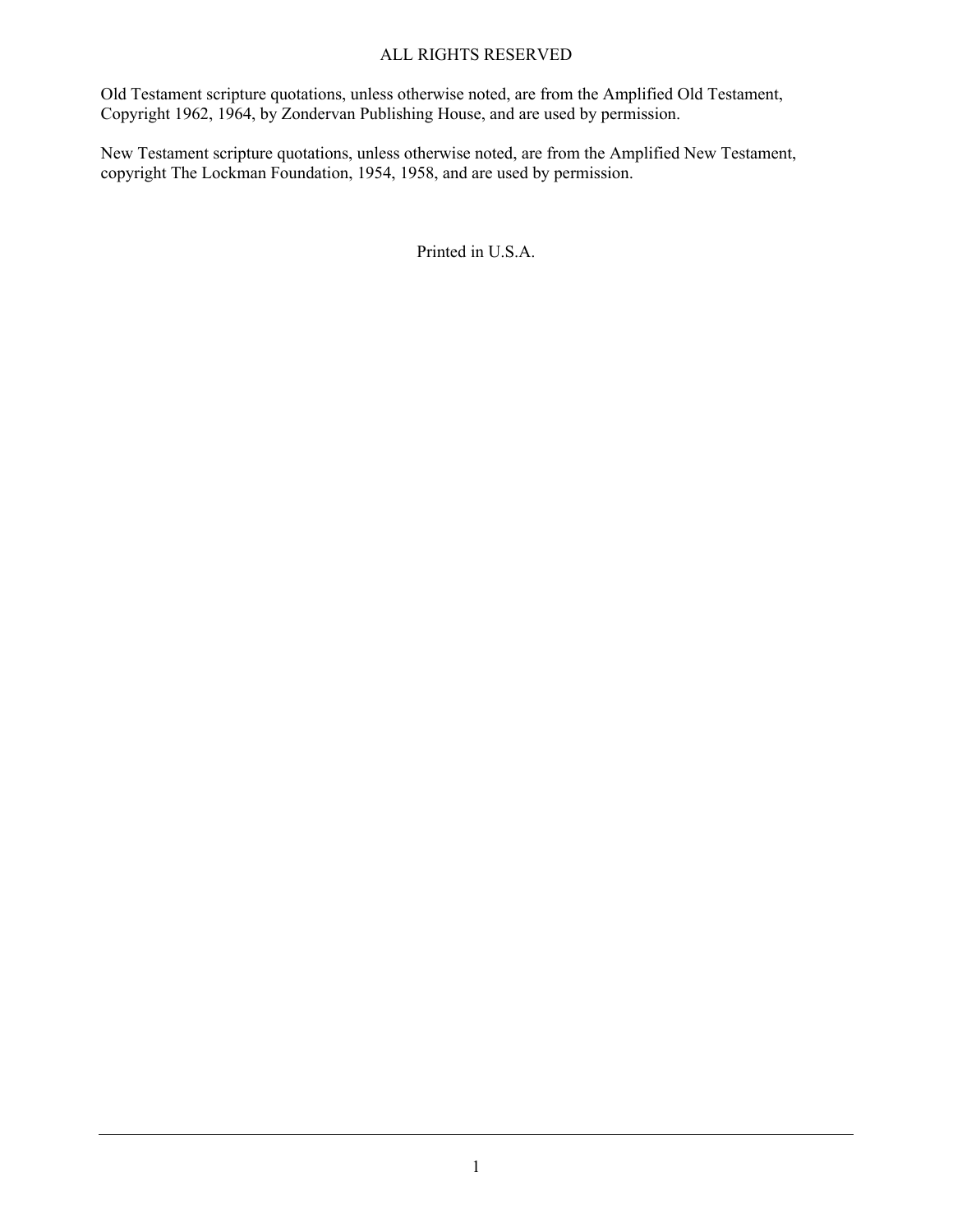ALL RIGHTS RESERVED

Old Testament scripture quotations, unless otherwise noted, are from the Amplified Old Testament, Copyright 1962, 1964, by Zondervan Publishing House, and are used by permission.

New Testament scripture quotations, unless otherwise noted, are from the Amplified New Testament, copyright The Lockman Foundation, 1954, 1958, and are used by permission.

Printed in U.S.A.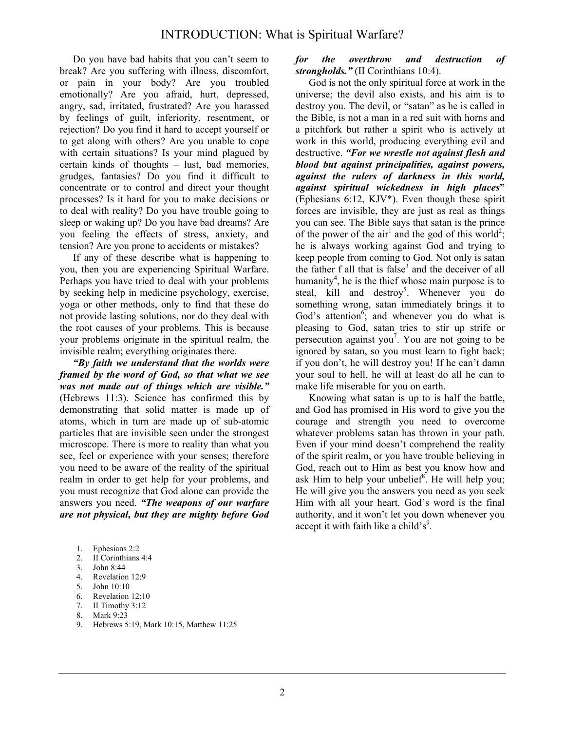# INTRODUCTION: What is Spiritual Warfare?

Do you have bad habits that you can't seem to break? Are you suffering with illness, discomfort, or pain in your body? Are you troubled emotionally? Are you afraid, hurt, depressed, angry, sad, irritated, frustrated? Are you harassed by feelings of guilt, inferiority, resentment, or rejection? Do you find it hard to accept yourself or to get along with others? Are you unable to cope with certain situations? Is your mind plagued by certain kinds of thoughts – lust, bad memories, grudges, fantasies? Do you find it difficult to concentrate or to control and direct your thought processes? Is it hard for you to make decisions or to deal with reality? Do you have trouble going to sleep or waking up? Do you have bad dreams? Are you feeling the effects of stress, anxiety, and tension? Are you prone to accidents or mistakes?

If any of these describe what is happening to you, then you are experiencing Spiritual Warfare. Perhaps you have tried to deal with your problems by seeking help in medicine psychology, exercise, yoga or other methods, only to find that these do not provide lasting solutions, nor do they deal with the root causes of your problems. This is because your problems originate in the spiritual realm, the invisible realm; everything originates there.

***"By faith we understand that the worlds were framed by the word of God, so that what we see was not made out of things which are visible."*** (Hebrews 11:3). Science has confirmed this by demonstrating that solid matter is made up of atoms, which in turn are made up of sub-atomic particles that are invisible seen under the strongest microscope. There is more to reality than what you see, feel or experience with your senses; therefore you need to be aware of the reality of the spiritual realm in order to get help for your problems, and you must recognize that God alone can provide the answers you need. ***"The weapons of our warfare are not physical, but they are mighty before God for the overthrow and destruction of strongholds."*** (II Corinthians 10:4).

God is not the only spiritual force at work in the universe; the devil also exists, and his aim is to destroy you. The devil, or "satan" as he is called in the Bible, is not a man in a red suit with horns and a pitchfork but rather a spirit who is actively at work in this world, producing everything evil and destructive. ***"For we wrestle not against flesh and blood but against principalities, against powers, against the rulers of darkness in this world, against spiritual wickedness in high places"*** (Ephesians 6:12, KJV*). Even though these spirit forces are invisible, they are just as real as things you can see. The Bible says that satan is the prince of the power of the air[1] and the god of this world[2]; he is always working against God and trying to keep people from coming to God. Not only is satan the father f all that is false[3] and the deceiver of all humanity[4], he is the thief whose main purpose is to steal, kill and destroy[5]. Whenever you do something wrong, satan immediately brings it to God's attention[6]; and whenever you do what is pleasing to God, satan tries to stir up strife or persecution against you[7]. You are not going to be ignored by satan, so you must learn to fight back; if you don't, he will destroy you! If he can't damn your soul to hell, he will at least do all he can to make life miserable for you on earth.

Knowing what satan is up to is half the battle, and God has promised in His word to give you the courage and strength you need to overcome whatever problems satan has thrown in your path. Even if your mind doesn't comprehend the reality of the spirit realm, or you have trouble believing in God, reach out to Him as best you know how and ask Him to help your unbelief[8]. He will help you; He will give you the answers you need as you seek Him with all your heart. God's word is the final authority, and it won't let you down whenever you accept it with faith like a child's[9].

1. Ephesians 2:2
2. II Corinthians 4:4
3. John 8:44
4. Revelation 12:9
5. John 10:10
6. Revelation 12:10
7. II Timothy 3:12
8. Mark 9:23
9. Hebrews 5:19, Mark 10:15, Matthew 11:25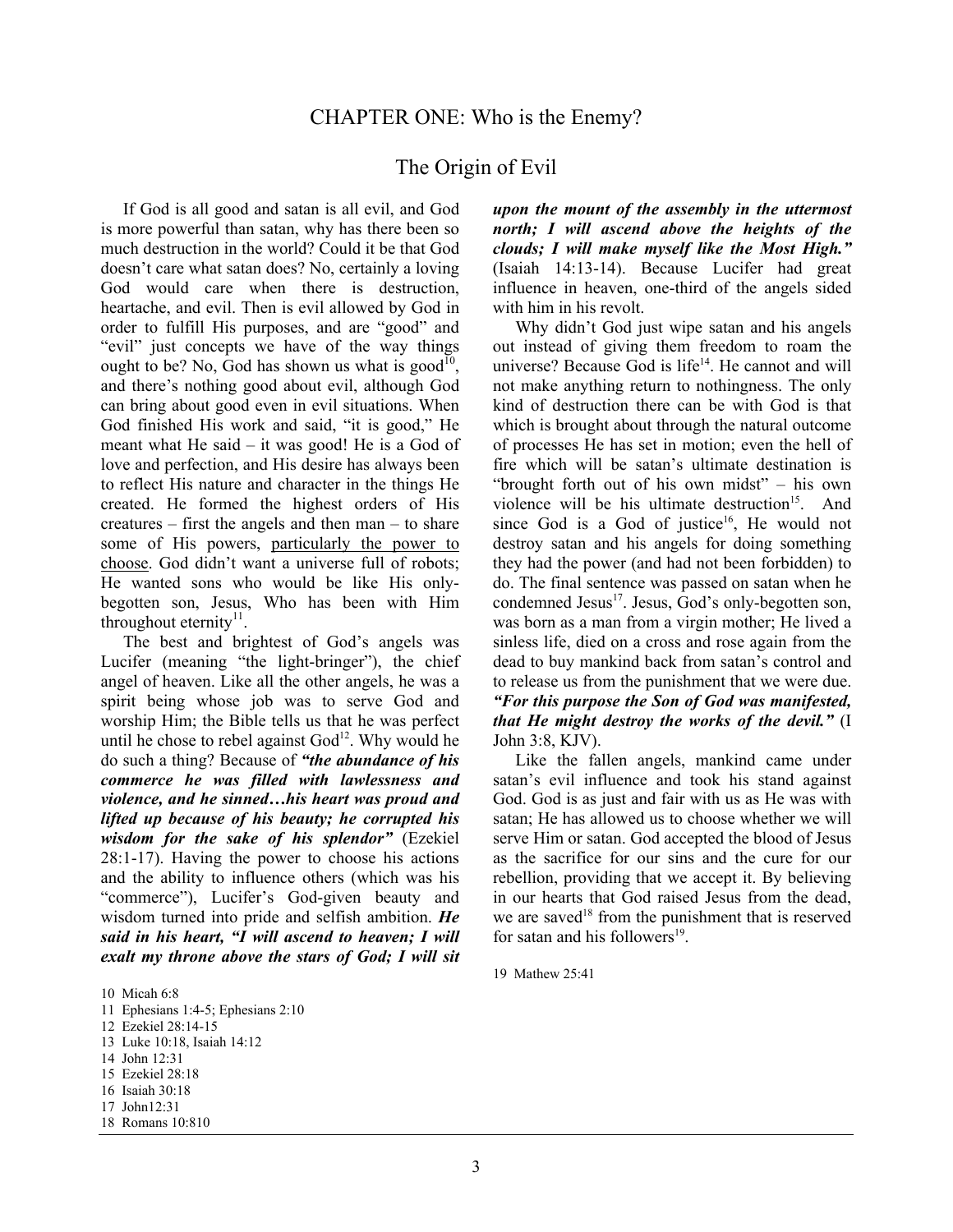# CHAPTER ONE: Who is the Enemy?

## The Origin of Evil

If God is all good and satan is all evil, and God is more powerful than satan, why has there been so much destruction in the world? Could it be that God doesn't care what satan does? No, certainly a loving God would care when there is destruction, heartache, and evil. Then is evil allowed by God in order to fulfill His purposes, and are "good" and "evil" just concepts we have of the way things ought to be? No, God has shown us what is good[10], and there's nothing good about evil, although God can bring about good even in evil situations. When God finished His work and said, "it is good," He meant what He said – it was good! He is a God of love and perfection, and His desire has always been to reflect His nature and character in the things He created. He formed the highest orders of His creatures – first the angels and then man – to share some of His powers, <u>particularly the power to choose</u>. God didn't want a universe full of robots; He wanted sons who would be like His only-begotten son, Jesus, Who has been with Him throughout eternity[11].

The best and brightest of God's angels was Lucifer (meaning "the light-bringer"), the chief angel of heaven. Like all the other angels, he was a spirit being whose job was to serve God and worship Him; the Bible tells us that he was perfect until he chose to rebel against God[12]. Why would he do such a thing? Because of ***"the abundance of his commerce he was filled with lawlessness and violence, and he sinned…his heart was proud and lifted up because of his beauty; he corrupted his wisdom for the sake of his splendor"*** (Ezekiel 28:1-17). Having the power to choose his actions and the ability to influence others (which was his "commerce"), Lucifer's God-given beauty and wisdom turned into pride and selfish ambition. ***He said in his heart, "I will ascend to heaven; I will exalt my throne above the stars of God; I will sit upon the mount of the assembly in the uttermost north; I will ascend above the heights of the clouds; I will make myself like the Most High."*** (Isaiah 14:13-14). Because Lucifer had great influence in heaven, one-third of the angels sided with him in his revolt.

Why didn't God just wipe satan and his angels out instead of giving them freedom to roam the universe? Because God is life[14]. He cannot and will not make anything return to nothingness. The only kind of destruction there can be with God is that which is brought about through the natural outcome of processes He has set in motion; even the hell of fire which will be satan's ultimate destination is "brought forth out of his own midst" – his own violence will be his ultimate destruction[15]. And since God is a God of justice[16], He would not destroy satan and his angels for doing something they had the power (and had not been forbidden) to do. The final sentence was passed on satan when he condemned Jesus[17]. Jesus, God's only-begotten son, was born as a man from a virgin mother; He lived a sinless life, died on a cross and rose again from the dead to buy mankind back from satan's control and to release us from the punishment that we were due. ***"For this purpose the Son of God was manifested, that He might destroy the works of the devil."*** (I John 3:8, KJV).

Like the fallen angels, mankind came under satan's evil influence and took his stand against God. God is as just and fair with us as He was with satan; He has allowed us to choose whether we will serve Him or satan. God accepted the blood of Jesus as the sacrifice for our sins and the cure for our rebellion, providing that we accept it. By believing in our hearts that God raised Jesus from the dead, we are saved[18] from the punishment that is reserved for satan and his followers[19].

---

10 Micah 6:8
11 Ephesians 1:4-5; Ephesians 2:10
12 Ezekiel 28:14-15
13 Luke 10:18, Isaiah 14:12
14 John 12:31
15 Ezekiel 28:18
16 Isaiah 30:18
17 John12:31
18 Romans 10:810
19 Mathew 25:41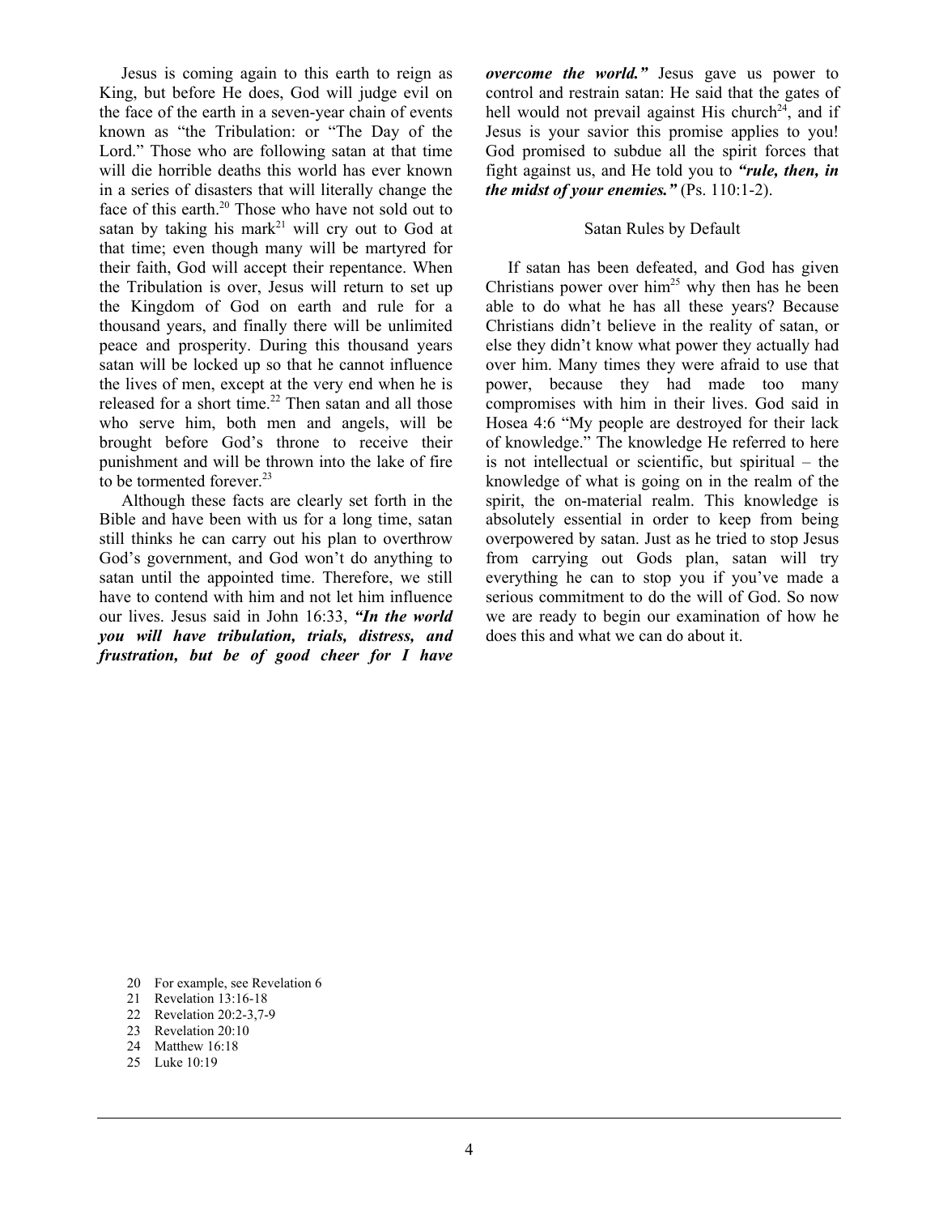Jesus is coming again to this earth to reign as King, but before He does, God will judge evil on the face of the earth in a seven-year chain of events known as "the Tribulation: or "The Day of the Lord." Those who are following satan at that time will die horrible deaths this world has ever known in a series of disasters that will literally change the face of this earth.[20] Those who have not sold out to satan by taking his mark[21] will cry out to God at that time; even though many will be martyred for their faith, God will accept their repentance. When the Tribulation is over, Jesus will return to set up the Kingdom of God on earth and rule for a thousand years, and finally there will be unlimited peace and prosperity. During this thousand years satan will be locked up so that he cannot influence the lives of men, except at the very end when he is released for a short time.[22] Then satan and all those who serve him, both men and angels, will be brought before God's throne to receive their punishment and will be thrown into the lake of fire to be tormented forever.[23]

Although these facts are clearly set forth in the Bible and have been with us for a long time, satan still thinks he can carry out his plan to overthrow God's government, and God won't do anything to satan until the appointed time. Therefore, we still have to contend with him and not let him influence our lives. Jesus said in John 16:33, ***"In the world you will have tribulation, trials, distress, and frustration, but be of good cheer for I have overcome the world."*** Jesus gave us power to control and restrain satan: He said that the gates of hell would not prevail against His church[24], and if Jesus is your savior this promise applies to you! God promised to subdue all the spirit forces that fight against us, and He told you to ***"rule, then, in the midst of your enemies."*** (Ps. 110:1-2).

## Satan Rules by Default

If satan has been defeated, and God has given Christians power over him[25] why then has he been able to do what he has all these years? Because Christians didn't believe in the reality of satan, or else they didn't know what power they actually had over him. Many times they were afraid to use that power, because they had made too many compromises with him in their lives. God said in Hosea 4:6 "My people are destroyed for their lack of knowledge." The knowledge He referred to here is not intellectual or scientific, but spiritual – the knowledge of what is going on in the realm of the spirit, the on-material realm. This knowledge is absolutely essential in order to keep from being overpowered by satan. Just as he tried to stop Jesus from carrying out Gods plan, satan will try everything he can to stop you if you've made a serious commitment to do the will of God. So now we are ready to begin our examination of how he does this and what we can do about it.

20 For example, see Revelation 6
21 Revelation 13:16-18
22 Revelation 20:2-3,7-9
23 Revelation 20:10
24 Matthew 16:18
25 Luke 10:19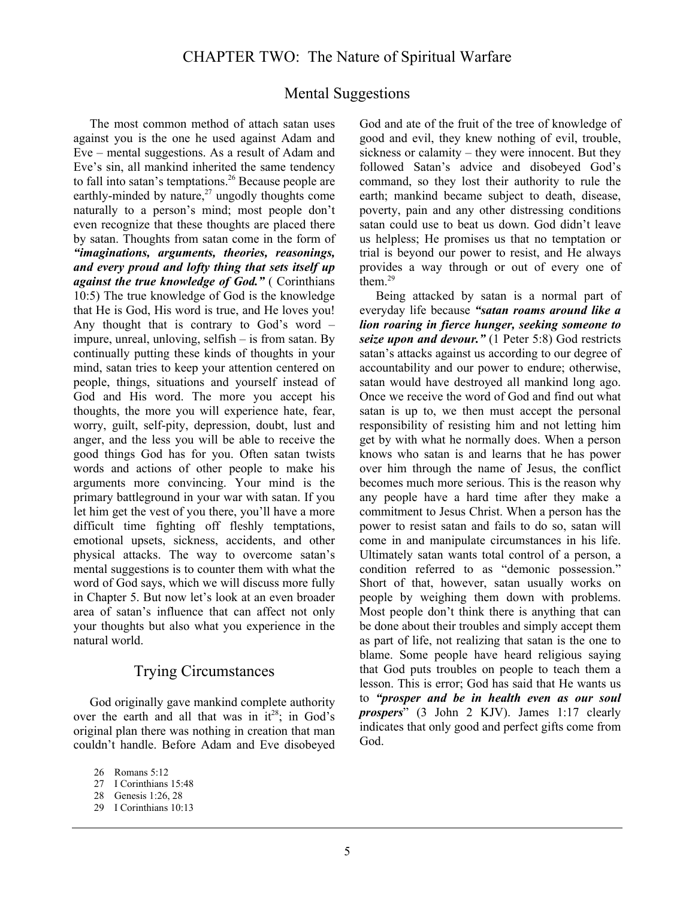## CHAPTER TWO: The Nature of Spiritual Warfare

### Mental Suggestions

The most common method of attach satan uses against you is the one he used against Adam and Eve – mental suggestions. As a result of Adam and Eve's sin, all mankind inherited the same tendency to fall into satan's temptations.[26] Because people are earthly-minded by nature,[27] ungodly thoughts come naturally to a person's mind; most people don't even recognize that these thoughts are placed there by satan. Thoughts from satan come in the form of ***"imaginations, arguments, theories, reasonings, and every proud and lofty thing that sets itself up against the true knowledge of God."*** ( Corinthians 10:5) The true knowledge of God is the knowledge that He is God, His word is true, and He loves you! Any thought that is contrary to God's word – impure, unreal, unloving, selfish – is from satan. By continually putting these kinds of thoughts in your mind, satan tries to keep your attention centered on people, things, situations and yourself instead of God and His word. The more you accept his thoughts, the more you will experience hate, fear, worry, guilt, self-pity, depression, doubt, lust and anger, and the less you will be able to receive the good things God has for you. Often satan twists words and actions of other people to make his arguments more convincing. Your mind is the primary battleground in your war with satan. If you let him get the vest of you there, you'll have a more difficult time fighting off fleshly temptations, emotional upsets, sickness, accidents, and other physical attacks. The way to overcome satan's mental suggestions is to counter them with what the word of God says, which we will discuss more fully in Chapter 5. But now let's look at an even broader area of satan's influence that can affect not only your thoughts but also what you experience in the natural world.

### Trying Circumstances

God originally gave mankind complete authority over the earth and all that was in it[28]; in God's original plan there was nothing in creation that man couldn't handle. Before Adam and Eve disobeyed God and ate of the fruit of the tree of knowledge of good and evil, they knew nothing of evil, trouble, sickness or calamity – they were innocent. But they followed Satan's advice and disobeyed God's command, so they lost their authority to rule the earth; mankind became subject to death, disease, poverty, pain and any other distressing conditions satan could use to beat us down. God didn't leave us helpless; He promises us that no temptation or trial is beyond our power to resist, and He always provides a way through or out of every one of them.[29]

Being attacked by satan is a normal part of everyday life because ***"satan roams around like a lion roaring in fierce hunger, seeking someone to seize upon and devour."*** (1 Peter 5:8) God restricts satan's attacks against us according to our degree of accountability and our power to endure; otherwise, satan would have destroyed all mankind long ago. Once we receive the word of God and find out what satan is up to, we then must accept the personal responsibility of resisting him and not letting him get by with what he normally does. When a person knows who satan is and learns that he has power over him through the name of Jesus, the conflict becomes much more serious. This is the reason why any people have a hard time after they make a commitment to Jesus Christ. When a person has the power to resist satan and fails to do so, satan will come in and manipulate circumstances in his life. Ultimately satan wants total control of a person, a condition referred to as "demonic possession." Short of that, however, satan usually works on people by weighing them down with problems. Most people don't think there is anything that can be done about their troubles and simply accept them as part of life, not realizing that satan is the one to blame. Some people have heard religious saying that God puts troubles on people to teach them a lesson. This is error; God has said that He wants us to ***"prosper and be in health even as our soul prospers***" (3 John 2 KJV). James 1:17 clearly indicates that only good and perfect gifts come from God.

---

26 Romans 5:12
27 I Corinthians 15:48
28 Genesis 1:26, 28
29 I Corinthians 10:13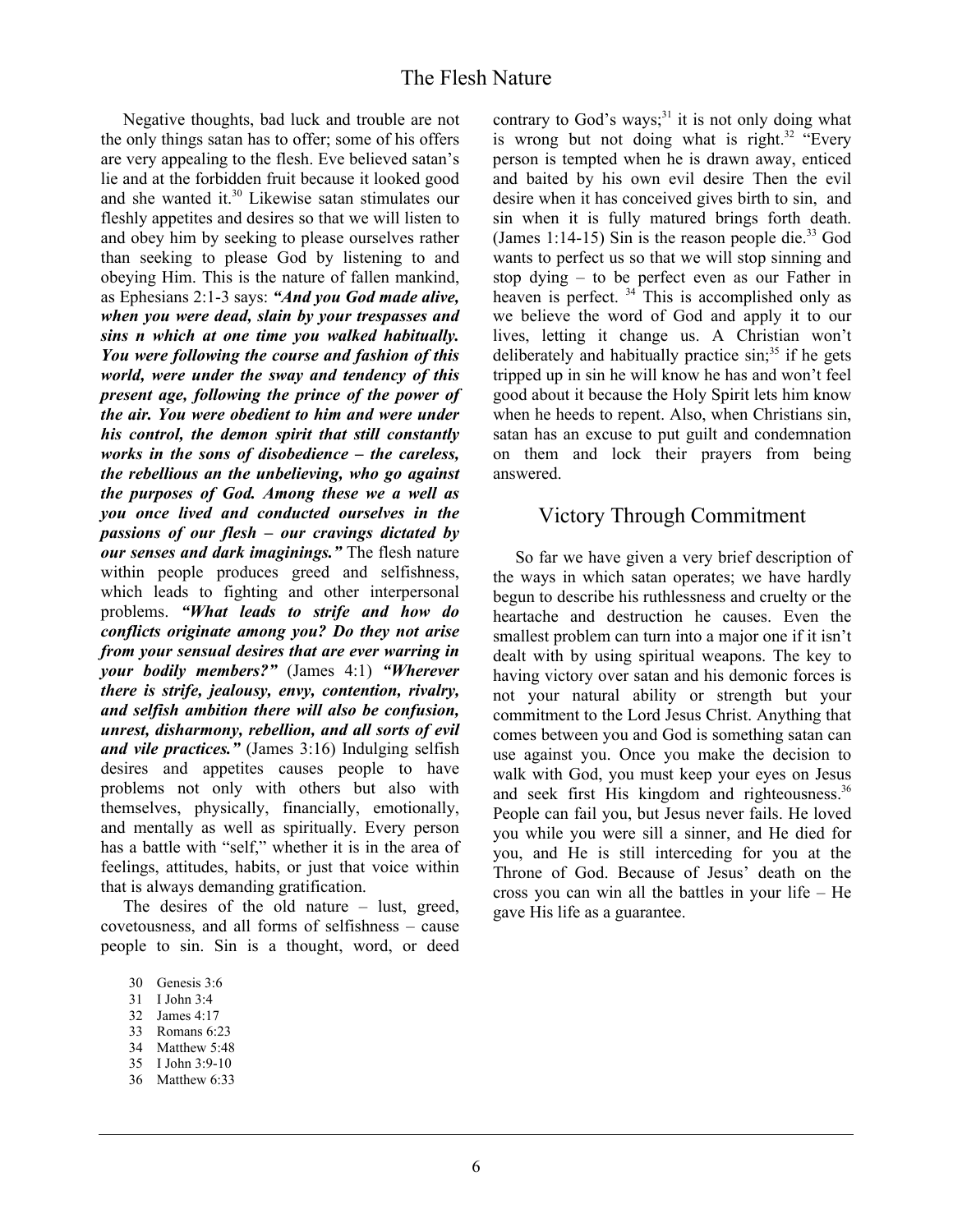Negative thoughts, bad luck and trouble are not the only things satan has to offer; some of his offers are very appealing to the flesh. Eve believed satan's lie and at the forbidden fruit because it looked good and she wanted it.[30] Likewise satan stimulates our fleshly appetites and desires so that we will listen to and obey him by seeking to please ourselves rather than seeking to please God by listening to and obeying Him. This is the nature of fallen mankind, as Ephesians 2:1-3 says: ***"And you God made alive, when you were dead, slain by your trespasses and sins n which at one time you walked habitually. You were following the course and fashion of this world, were under the sway and tendency of this present age, following the prince of the power of the air. You were obedient to him and were under his control, the demon spirit that still constantly works in the sons of disobedience – the careless, the rebellious an the unbelieving, who go against the purposes of God. Among these we a well as you once lived and conducted ourselves in the passions of our flesh – our cravings dictated by our senses and dark imaginings."*** The flesh nature within people produces greed and selfishness, which leads to fighting and other interpersonal problems. ***"What leads to strife and how do conflicts originate among you? Do they not arise from your sensual desires that are ever warring in your bodily members?"*** (James 4:1) ***"Wherever there is strife, jealousy, envy, contention, rivalry, and selfish ambition there will also be confusion, unrest, disharmony, rebellion, and all sorts of evil and vile practices."*** (James 3:16) Indulging selfish desires and appetites causes people to have problems not only with others but also with themselves, physically, financially, emotionally, and mentally as well as spiritually. Every person has a battle with "self," whether it is in the area of feelings, attitudes, habits, or just that voice within that is always demanding gratification.

The desires of the old nature – lust, greed, covetousness, and all forms of selfishness – cause people to sin. Sin is a thought, word, or deed contrary to God's ways;[31] it is not only doing what is wrong but not doing what is right.[32] "Every person is tempted when he is drawn away, enticed and baited by his own evil desire Then the evil desire when it has conceived gives birth to sin, and sin when it is fully matured brings forth death. (James 1:14-15) Sin is the reason people die.[33] God wants to perfect us so that we will stop sinning and stop dying – to be perfect even as our Father in heaven is perfect.[34] This is accomplished only as we believe the word of God and apply it to our lives, letting it change us. A Christian won't deliberately and habitually practice sin;[35] if he gets tripped up in sin he will know he has and won't feel good about it because the Holy Spirit lets him know when he heeds to repent. Also, when Christians sin, satan has an excuse to put guilt and condemnation on them and lock their prayers from being answered.

## Victory Through Commitment

So far we have given a very brief description of the ways in which satan operates; we have hardly begun to describe his ruthlessness and cruelty or the heartache and destruction he causes. Even the smallest problem can turn into a major one if it isn't dealt with by using spiritual weapons. The key to having victory over satan and his demonic forces is not your natural ability or strength but your commitment to the Lord Jesus Christ. Anything that comes between you and God is something satan can use against you. Once you make the decision to walk with God, you must keep your eyes on Jesus and seek first His kingdom and righteousness.[36] People can fail you, but Jesus never fails. He loved you while you were sill a sinner, and He died for you, and He is still interceding for you at the Throne of God. Because of Jesus' death on the cross you can win all the battles in your life – He gave His life as a guarantee.

30 Genesis 3:6
31 I John 3:4
32 James 4:17
33 Romans 6:23
34 Matthew 5:48
35 I John 3:9-10
36 Matthew 6:33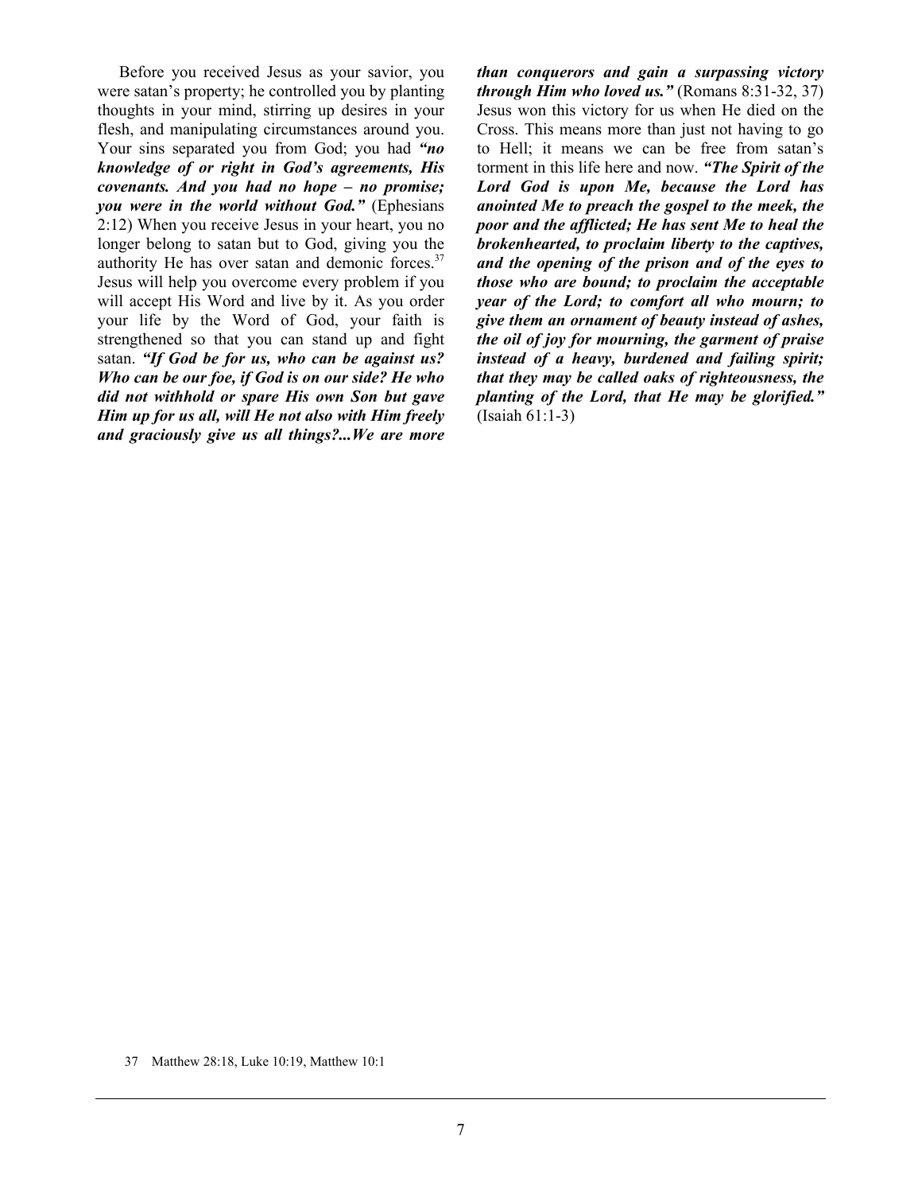Before you received Jesus as your savior, you were satan's property; he controlled you by planting thoughts in your mind, stirring up desires in your flesh, and manipulating circumstances around you. Your sins separated you from God; you had ***"no knowledge of or right in God's agreements, His covenants. And you had no hope – no promise; you were in the world without God."*** (Ephesians 2:12) When you receive Jesus in your heart, you no longer belong to satan but to God, giving you the authority He has over satan and demonic forces.[37] Jesus will help you overcome every problem if you will accept His Word and live by it. As you order your life by the Word of God, your faith is strengthened so that you can stand up and fight satan. ***"If God be for us, who can be against us? Who can be our foe, if God is on our side? He who did not withhold or spare His own Son but gave Him up for us all, will He not also with Him freely and graciously give us all things?...We are more than conquerors and gain a surpassing victory through Him who loved us."*** (Romans 8:31-32, 37) Jesus won this victory for us when He died on the Cross. This means more than just not having to go to Hell; it means we can be free from satan's torment in this life here and now. ***"The Spirit of the Lord God is upon Me, because the Lord has anointed Me to preach the gospel to the meek, the poor and the afflicted; He has sent Me to heal the brokenhearted, to proclaim liberty to the captives, and the opening of the prison and of the eyes to those who are bound; to proclaim the acceptable year of the Lord; to comfort all who mourn; to give them an ornament of beauty instead of ashes, the oil of joy for mourning, the garment of praise instead of a heavy, burdened and failing spirit; that they may be called oaks of righteousness, the planting of the Lord, that He may be glorified."*** (Isaiah 61:1-3)

37 Matthew 28:18, Luke 10:19, Matthew 10:1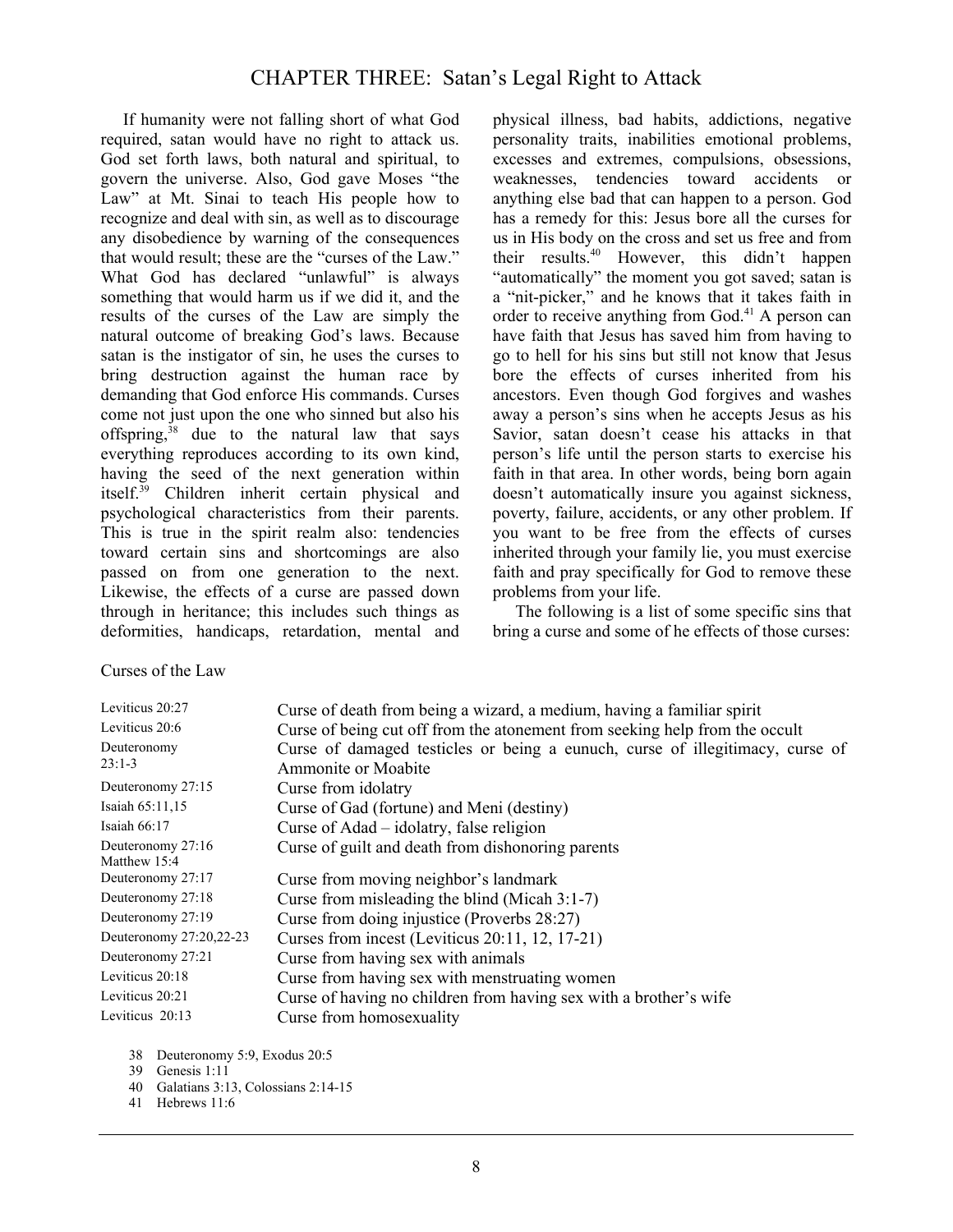# CHAPTER THREE: Satan's Legal Right to Attack

If humanity were not falling short of what God required, satan would have no right to attack us. God set forth laws, both natural and spiritual, to govern the universe. Also, God gave Moses "the Law" at Mt. Sinai to teach His people how to recognize and deal with sin, as well as to discourage any disobedience by warning of the consequences that would result; these are the "curses of the Law." What God has declared "unlawful" is always something that would harm us if we did it, and the results of the curses of the Law are simply the natural outcome of breaking God's laws. Because satan is the instigator of sin, he uses the curses to bring destruction against the human race by demanding that God enforce His commands. Curses come not just upon the one who sinned but also his offspring,[38] due to the natural law that says everything reproduces according to its own kind, having the seed of the next generation within itself.[39] Children inherit certain physical and psychological characteristics from their parents. This is true in the spirit realm also: tendencies toward certain sins and shortcomings are also passed on from one generation to the next. Likewise, the effects of a curse are passed down through in heritance; this includes such things as deformities, handicaps, retardation, mental and physical illness, bad habits, addictions, negative personality traits, inabilities emotional problems, excesses and extremes, compulsions, obsessions, weaknesses, tendencies toward accidents or anything else bad that can happen to a person. God has a remedy for this: Jesus bore all the curses for us in His body on the cross and set us free and from their results.[40] However, this didn't happen "automatically" the moment you got saved; satan is a "nit-picker," and he knows that it takes faith in order to receive anything from God.[41] A person can have faith that Jesus has saved him from having to go to hell for his sins but still not know that Jesus bore the effects of curses inherited from his ancestors. Even though God forgives and washes away a person's sins when he accepts Jesus as his Savior, satan doesn't cease his attacks in that person's life until the person starts to exercise his faith in that area. In other words, being born again doesn't automatically insure you against sickness, poverty, failure, accidents, or any other problem. If you want to be free from the effects of curses inherited through your family lie, you must exercise faith and pray specifically for God to remove these problems from your life.

The following is a list of some specific sins that bring a curse and some of he effects of those curses:

Curses of the Law

| | |
|---|---|
| Leviticus 20:27 | Curse of death from being a wizard, a medium, having a familiar spirit |
| Leviticus 20:6 | Curse of being cut off from the atonement from seeking help from the occult |
| Deuteronomy 23:1-3 | Curse of damaged testicles or being a eunuch, curse of illegitimacy, curse of Ammonite or Moabite |
| Deuteronomy 27:15 | Curse from idolatry |
| Isaiah 65:11,15 | Curse of Gad (fortune) and Meni (destiny) |
| Isaiah 66:17 | Curse of Adad – idolatry, false religion |
| Deuteronomy 27:16 Matthew 15:4 | Curse of guilt and death from dishonoring parents |
| Deuteronomy 27:17 | Curse from moving neighbor's landmark |
| Deuteronomy 27:18 | Curse from misleading the blind (Micah 3:1-7) |
| Deuteronomy 27:19 | Curse from doing injustice (Proverbs 28:27) |
| Deuteronomy 27:20,22-23 | Curses from incest (Leviticus 20:11, 12, 17-21) |
| Deuteronomy 27:21 | Curse from having sex with animals |
| Leviticus 20:18 | Curse from having sex with menstruating women |
| Leviticus 20:21 | Curse of having no children from having sex with a brother's wife |
| Leviticus 20:13 | Curse from homosexuality |

38 Deuteronomy 5:9, Exodus 20:5
39 Genesis 1:11
40 Galatians 3:13, Colossians 2:14-15
41 Hebrews 11:6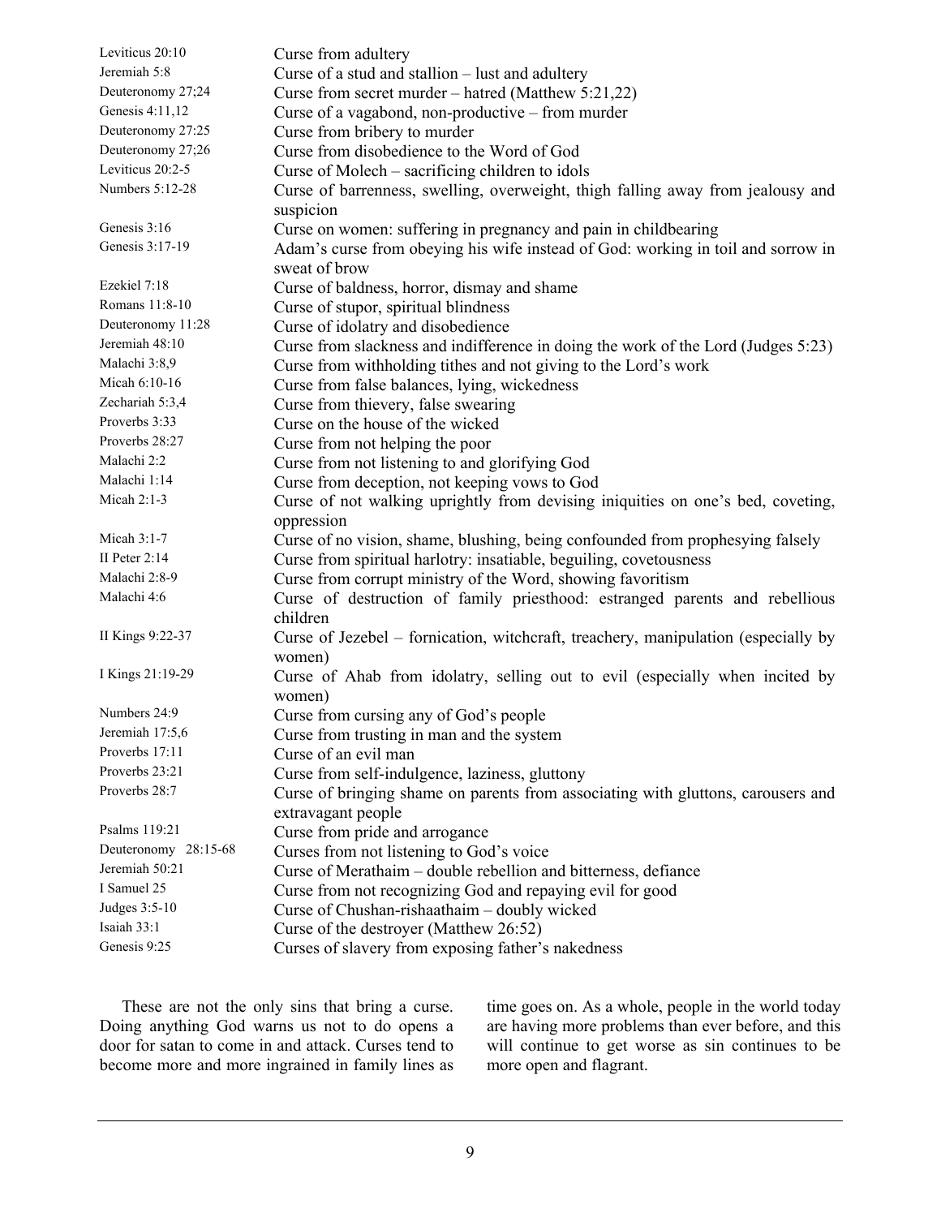| | |
|---|---|
| Leviticus 20:10 | Curse from adultery |
| Jeremiah 5:8 | Curse of a stud and stallion – lust and adultery |
| Deuteronomy 27;24 | Curse from secret murder – hatred (Matthew 5:21,22) |
| Genesis 4:11,12 | Curse of a vagabond, non-productive – from murder |
| Deuteronomy 27:25 | Curse from bribery to murder |
| Deuteronomy 27;26 | Curse from disobedience to the Word of God |
| Leviticus 20:2-5 | Curse of Molech – sacrificing children to idols |
| Numbers 5:12-28 | Curse of barrenness, swelling, overweight, thigh falling away from jealousy and suspicion |
| Genesis 3:16 | Curse on women: suffering in pregnancy and pain in childbearing |
| Genesis 3:17-19 | Adam's curse from obeying his wife instead of God: working in toil and sorrow in sweat of brow |
| Ezekiel 7:18 | Curse of baldness, horror, dismay and shame |
| Romans 11:8-10 | Curse of stupor, spiritual blindness |
| Deuteronomy 11:28 | Curse of idolatry and disobedience |
| Jeremiah 48:10 | Curse from slackness and indifference in doing the work of the Lord (Judges 5:23) |
| Malachi 3:8,9 | Curse from withholding tithes and not giving to the Lord's work |
| Micah 6:10-16 | Curse from false balances, lying, wickedness |
| Zechariah 5:3,4 | Curse from thievery, false swearing |
| Proverbs 3:33 | Curse on the house of the wicked |
| Proverbs 28:27 | Curse from not helping the poor |
| Malachi 2:2 | Curse from not listening to and glorifying God |
| Malachi 1:14 | Curse from deception, not keeping vows to God |
| Micah 2:1-3 | Curse of not walking uprightly from devising iniquities on one's bed, coveting, oppression |
| Micah 3:1-7 | Curse of no vision, shame, blushing, being confounded from prophesying falsely |
| II Peter 2:14 | Curse from spiritual harlotry: insatiable, beguiling, covetousness |
| Malachi 2:8-9 | Curse from corrupt ministry of the Word, showing favoritism |
| Malachi 4:6 | Curse of destruction of family priesthood: estranged parents and rebellious children |
| II Kings 9:22-37 | Curse of Jezebel – fornication, witchcraft, treachery, manipulation (especially by women) |
| I Kings 21:19-29 | Curse of Ahab from idolatry, selling out to evil (especially when incited by women) |
| Numbers 24:9 | Curse from cursing any of God's people |
| Jeremiah 17:5,6 | Curse from trusting in man and the system |
| Proverbs 17:11 | Curse of an evil man |
| Proverbs 23:21 | Curse from self-indulgence, laziness, gluttony |
| Proverbs 28:7 | Curse of bringing shame on parents from associating with gluttons, carousers and extravagant people |
| Psalms 119:21 | Curse from pride and arrogance |
| Deuteronomy 28:15-68 | Curses from not listening to God's voice |
| Jeremiah 50:21 | Curse of Merathaim – double rebellion and bitterness, defiance |
| I Samuel 25 | Curse from not recognizing God and repaying evil for good |
| Judges 3:5-10 | Curse of Chushan-rishaathaim – doubly wicked |
| Isaiah 33:1 | Curse of the destroyer (Matthew 26:52) |
| Genesis 9:25 | Curses of slavery from exposing father's nakedness |

These are not the only sins that bring a curse. Doing anything God warns us not to do opens a door for satan to come in and attack. Curses tend to become more and more ingrained in family lines as time goes on. As a whole, people in the world today are having more problems than ever before, and this will continue to get worse as sin continues to be more open and flagrant.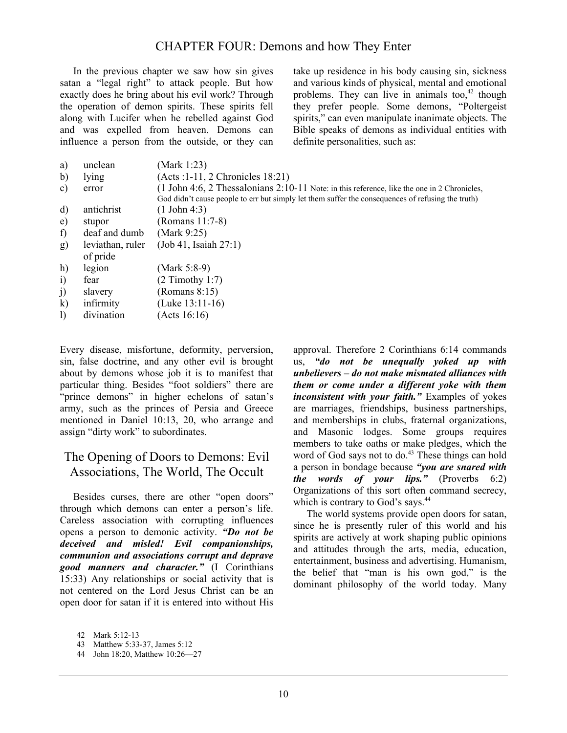# CHAPTER FOUR: Demons and how They Enter

In the previous chapter we saw how sin gives satan a "legal right" to attack people. But how exactly does he bring about his evil work? Through the operation of demon spirits. These spirits fell along with Lucifer when he rebelled against God and was expelled from heaven. Demons can influence a person from the outside, or they can take up residence in his body causing sin, sickness and various kinds of physical, mental and emotional problems. They can live in animals too,[42] though they prefer people. Some demons, "Poltergeist spirits," can even manipulate inanimate objects. The Bible speaks of demons as individual entities with definite personalities, such as:

| | | |
|---|---|---|
| a) | unclean | (Mark 1:23) |
| b) | lying | (Acts :1-11, 2 Chronicles 18:21) |
| c) | error | (1 John 4:6, 2 Thessalonians 2:10-11 Note: in this reference, like the one in 2 Chronicles, God didn't cause people to err but simply let them suffer the consequences of refusing the truth) |
| d) | antichrist | (1 John 4:3) |
| e) | stupor | (Romans 11:7-8) |
| f) | deaf and dumb | (Mark 9:25) |
| g) | leviathan, ruler of pride | (Job 41, Isaiah 27:1) |
| h) | legion | (Mark 5:8-9) |
| i) | fear | (2 Timothy 1:7) |
| j) | slavery | (Romans 8:15) |
| k) | infirmity | (Luke 13:11-16) |
| l) | divination | (Acts 16:16) |

Every disease, misfortune, deformity, perversion, sin, false doctrine, and any other evil is brought about by demons whose job it is to manifest that particular thing. Besides "foot soldiers" there are "prince demons" in higher echelons of satan's army, such as the princes of Persia and Greece mentioned in Daniel 10:13, 20, who arrange and assign "dirty work" to subordinates.

## The Opening of Doors to Demons: Evil Associations, The World, The Occult

Besides curses, there are other "open doors" through which demons can enter a person's life. Careless association with corrupting influences opens a person to demonic activity. ***"Do not be deceived and misled! Evil companionships, communion and associations corrupt and deprave good manners and character."*** (I Corinthians 15:33) Any relationships or social activity that is not centered on the Lord Jesus Christ can be an open door for satan if it is entered into without His approval. Therefore 2 Corinthians 6:14 commands us, ***"do not be unequally yoked up with unbelievers – do not make mismated alliances with them or come under a different yoke with them inconsistent with your faith."*** Examples of yokes are marriages, friendships, business partnerships, and memberships in clubs, fraternal organizations, and Masonic lodges. Some groups requires members to take oaths or make pledges, which the word of God says not to do.[43] These things can hold a person in bondage because ***"you are snared with the words of your lips."*** (Proverbs 6:2) Organizations of this sort often command secrecy, which is contrary to God's says.[44]

The world systems provide open doors for satan, since he is presently ruler of this world and his spirits are actively at work shaping public opinions and attitudes through the arts, media, education, entertainment, business and advertising. Humanism, the belief that "man is his own god," is the dominant philosophy of the world today. Many

42 Mark 5:12-13

43 Matthew 5:33-37, James 5:12

44 John 18:20, Matthew 10:26—27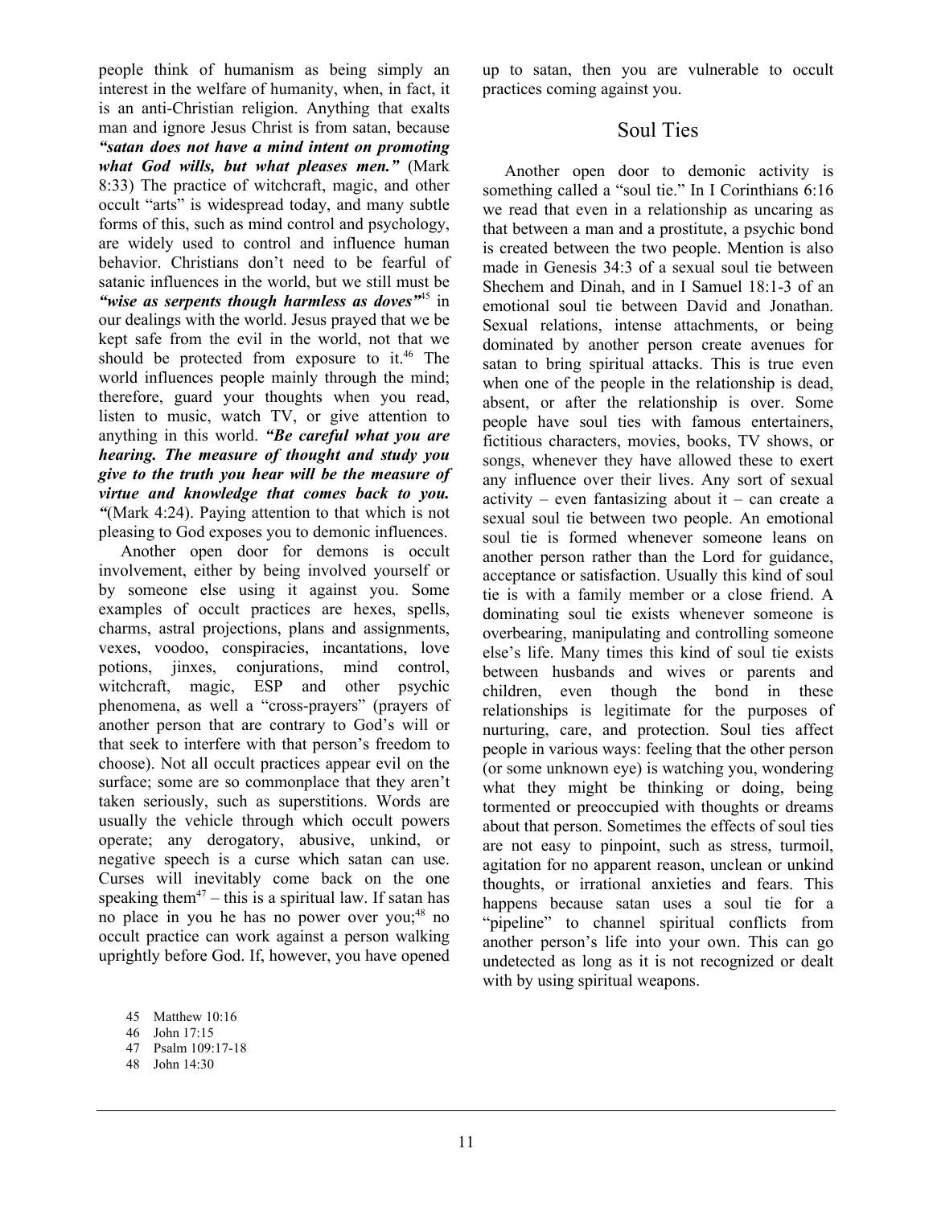people think of humanism as being simply an interest in the welfare of humanity, when, in fact, it is an anti-Christian religion. Anything that exalts man and ignore Jesus Christ is from satan, because ***"satan does not have a mind intent on promoting what God wills, but what pleases men."*** (Mark 8:33) The practice of witchcraft, magic, and other occult "arts" is widespread today, and many subtle forms of this, such as mind control and psychology, are widely used to control and influence human behavior. Christians don't need to be fearful of satanic influences in the world, but we still must be ***"wise as serpents though harmless as doves"***[45] in our dealings with the world. Jesus prayed that we be kept safe from the evil in the world, not that we should be protected from exposure to it.[46] The world influences people mainly through the mind; therefore, guard your thoughts when you read, listen to music, watch TV, or give attention to anything in this world. ***"Be careful what you are hearing. The measure of thought and study you give to the truth you hear will be the measure of virtue and knowledge that comes back to you. "***(Mark 4:24). Paying attention to that which is not pleasing to God exposes you to demonic influences.

Another open door for demons is occult involvement, either by being involved yourself or by someone else using it against you. Some examples of occult practices are hexes, spells, charms, astral projections, plans and assignments, vexes, voodoo, conspiracies, incantations, love potions, jinxes, conjurations, mind control, witchcraft, magic, ESP and other psychic phenomena, as well a "cross-prayers" (prayers of another person that are contrary to God's will or that seek to interfere with that person's freedom to choose). Not all occult practices appear evil on the surface; some are so commonplace that they aren't taken seriously, such as superstitions. Words are usually the vehicle through which occult powers operate; any derogatory, abusive, unkind, or negative speech is a curse which satan can use. Curses will inevitably come back on the one speaking them[47] – this is a spiritual law. If satan has no place in you he has no power over you;[48] no occult practice can work against a person walking uprightly before God. If, however, you have opened up to satan, then you are vulnerable to occult practices coming against you.

## Soul Ties

Another open door to demonic activity is something called a "soul tie." In I Corinthians 6:16 we read that even in a relationship as uncaring as that between a man and a prostitute, a psychic bond is created between the two people. Mention is also made in Genesis 34:3 of a sexual soul tie between Shechem and Dinah, and in I Samuel 18:1-3 of an emotional soul tie between David and Jonathan. Sexual relations, intense attachments, or being dominated by another person create avenues for satan to bring spiritual attacks. This is true even when one of the people in the relationship is dead, absent, or after the relationship is over. Some people have soul ties with famous entertainers, fictitious characters, movies, books, TV shows, or songs, whenever they have allowed these to exert any influence over their lives. Any sort of sexual activity – even fantasizing about it – can create a sexual soul tie between two people. An emotional soul tie is formed whenever someone leans on another person rather than the Lord for guidance, acceptance or satisfaction. Usually this kind of soul tie is with a family member or a close friend. A dominating soul tie exists whenever someone is overbearing, manipulating and controlling someone else's life. Many times this kind of soul tie exists between husbands and wives or parents and children, even though the bond in these relationships is legitimate for the purposes of nurturing, care, and protection. Soul ties affect people in various ways: feeling that the other person (or some unknown eye) is watching you, wondering what they might be thinking or doing, being tormented or preoccupied with thoughts or dreams about that person. Sometimes the effects of soul ties are not easy to pinpoint, such as stress, turmoil, agitation for no apparent reason, unclean or unkind thoughts, or irrational anxieties and fears. This happens because satan uses a soul tie for a "pipeline" to channel spiritual conflicts from another person's life into your own. This can go undetected as long as it is not recognized or dealt with by using spiritual weapons.

45 Matthew 10:16
46 John 17:15
47 Psalm 109:17-18
48 John 14:30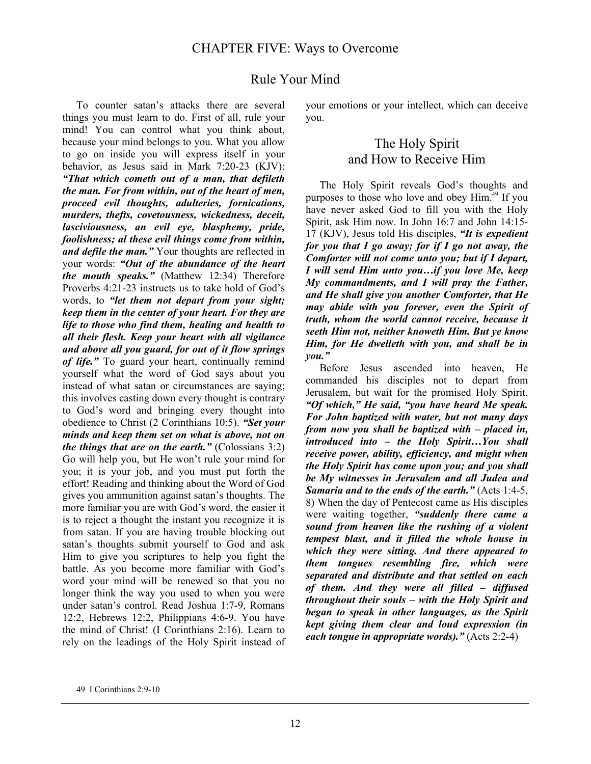# CHAPTER FIVE: Ways to Overcome

## Rule Your Mind

To counter satan's attacks there are several things you must learn to do. First of all, rule your mind! You can control what you think about, because your mind belongs to you. What you allow to go on inside you will express itself in your behavior, as Jesus said in Mark 7:20-23 (KJV): ***"That which cometh out of a man, that defileth the man. For from within, out of the heart of men, proceed evil thoughts, adulteries, fornications, murders, thefts, covetousness, wickedness, deceit, lasciviousness, an evil eye, blasphemy, pride, foolishness; al these evil things come from within, and defile the man."*** Your thoughts are reflected in your words: ***"Out of the abundance of the heart the mouth speaks."*** (Matthew 12:34) Therefore Proverbs 4:21-23 instructs us to take hold of God's words, to ***"let them not depart from your sight; keep them in the center of your heart. For they are life to those who find them, healing and health to all their flesh. Keep your heart with all vigilance and above all you guard, for out of it flow springs of life."*** To guard your heart, continually remind yourself what the word of God says about you instead of what satan or circumstances are saying; this involves casting down every thought is contrary to God's word and bringing every thought into obedience to Christ (2 Corinthians 10:5). ***"Set your minds and keep them set on what is above, not on the things that are on the earth."*** (Colossians 3:2) Go will help you, but He won't rule your mind for you; it is your job, and you must put forth the effort! Reading and thinking about the Word of God gives you ammunition against satan's thoughts. The more familiar you are with God's word, the easier it is to reject a thought the instant you recognize it is from satan. If you are having trouble blocking out satan's thoughts submit yourself to God and ask Him to give you scriptures to help you fight the battle. As you become more familiar with God's word your mind will be renewed so that you no longer think the way you used to when you were under satan's control. Read Joshua 1:7-9, Romans 12:2, Hebrews 12:2, Philippians 4:6-9. You have the mind of Christ! (I Corinthians 2:16). Learn to rely on the leadings of the Holy Spirit instead of your emotions or your intellect, which can deceive you.

## The Holy Spirit and How to Receive Him

The Holy Spirit reveals God's thoughts and purposes to those who love and obey Him.[49] If you have never asked God to fill you with the Holy Spirit, ask Him now. In John 16:7 and John 14:15-17 (KJV), Jesus told His disciples, ***"It is expedient for you that I go away; for if I go not away, the Comforter will not come unto you; but if I depart, I will send Him unto you…if you love Me, keep My commandments, and I will pray the Father, and He shall give you another Comforter, that He may abide with you forever, even the Spirit of truth, whom the world cannot receive, because it seeth Him not, neither knoweth Him. But ye know Him, for He dwelleth with you, and shall be in you."***

Before Jesus ascended into heaven, He commanded his disciples not to depart from Jerusalem, but wait for the promised Holy Spirit, ***"Of which," He said, "you have heard Me speak. For John baptized with water, but not many days from now you shall be baptized with – placed in, introduced into – the Holy Spirit…You shall receive power, ability, efficiency, and might when the Holy Spirit has come upon you; and you shall be My witnesses in Jerusalem and all Judea and Samaria and to the ends of the earth."*** (Acts 1:4-5, 8) When the day of Pentecost came as His disciples were waiting together, ***"suddenly there came a sound from heaven like the rushing of a violent tempest blast, and it filled the whole house in which they were sitting. And there appeared to them tongues resembling fire, which were separated and distribute and that settled on each of them. And they were all filled – diffused throughout their souls – with the Holy Spirit and began to speak in other languages, as the Spirit kept giving them clear and loud expression (in each tongue in appropriate words)."*** (Acts 2:2-4)

49 I Corinthians 2:9-10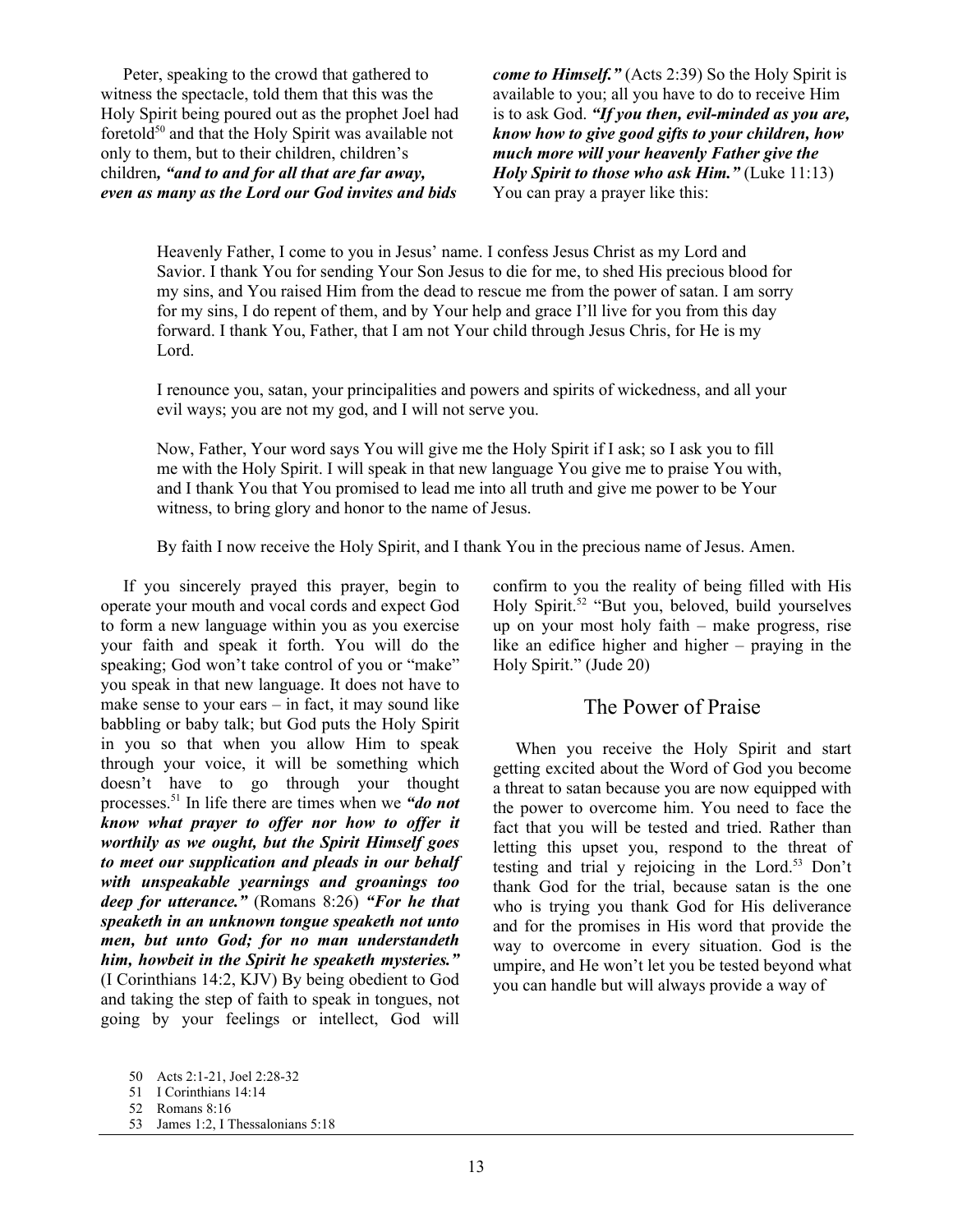Peter, speaking to the crowd that gathered to witness the spectacle, told them that this was the Holy Spirit being poured out as the prophet Joel had foretold[50] and that the Holy Spirit was available not only to them, but to their children, children's children*, **"and to and for all that are far away, even as many as the Lord our God invites and bids come to Himself."*** (Acts 2:39) So the Holy Spirit is available to you; all you have to do to receive Him is to ask God. ***"If you then, evil-minded as you are, know how to give good gifts to your children, how much more will your heavenly Father give the Holy Spirit to those who ask Him."*** (Luke 11:13) You can pray a prayer like this:

> Heavenly Father, I come to you in Jesus' name. I confess Jesus Christ as my Lord and Savior. I thank You for sending Your Son Jesus to die for me, to shed His precious blood for my sins, and You raised Him from the dead to rescue me from the power of satan. I am sorry for my sins, I do repent of them, and by Your help and grace I'll live for you from this day forward. I thank You, Father, that I am not Your child through Jesus Chris, for He is my Lord.
>
> I renounce you, satan, your principalities and powers and spirits of wickedness, and all your evil ways; you are not my god, and I will not serve you.
>
> Now, Father, Your word says You will give me the Holy Spirit if I ask; so I ask you to fill me with the Holy Spirit. I will speak in that new language You give me to praise You with, and I thank You that You promised to lead me into all truth and give me power to be Your witness, to bring glory and honor to the name of Jesus.
>
> By faith I now receive the Holy Spirit, and I thank You in the precious name of Jesus. Amen.

If you sincerely prayed this prayer, begin to operate your mouth and vocal cords and expect God to form a new language within you as you exercise your faith and speak it forth. You will do the speaking; God won't take control of you or "make" you speak in that new language. It does not have to make sense to your ears – in fact, it may sound like babbling or baby talk; but God puts the Holy Spirit in you so that when you allow Him to speak through your voice, it will be something which doesn't have to go through your thought processes.[51] In life there are times when we ***"do not know what prayer to offer nor how to offer it worthily as we ought, but the Spirit Himself goes to meet our supplication and pleads in our behalf with unspeakable yearnings and groanings too deep for utterance."*** (Romans 8:26) ***"For he that speaketh in an unknown tongue speaketh not unto men, but unto God; for no man understandeth him, howbeit in the Spirit he speaketh mysteries."*** (I Corinthians 14:2, KJV) By being obedient to God and taking the step of faith to speak in tongues, not going by your feelings or intellect, God will confirm to you the reality of being filled with His Holy Spirit.[52] "But you, beloved, build yourselves up on your most holy faith – make progress, rise like an edifice higher and higher – praying in the Holy Spirit." (Jude 20)

## The Power of Praise

When you receive the Holy Spirit and start getting excited about the Word of God you become a threat to satan because you are now equipped with the power to overcome him. You need to face the fact that you will be tested and tried. Rather than letting this upset you, respond to the threat of testing and trial y rejoicing in the Lord.[53] Don't thank God for the trial, because satan is the one who is trying you thank God for His deliverance and for the promises in His word that provide the way to overcome in every situation. God is the umpire, and He won't let you be tested beyond what you can handle but will always provide a way of

---

50 Acts 2:1-21, Joel 2:28-32

51 I Corinthians 14:14

52 Romans 8:16

53 James 1:2, I Thessalonians 5:18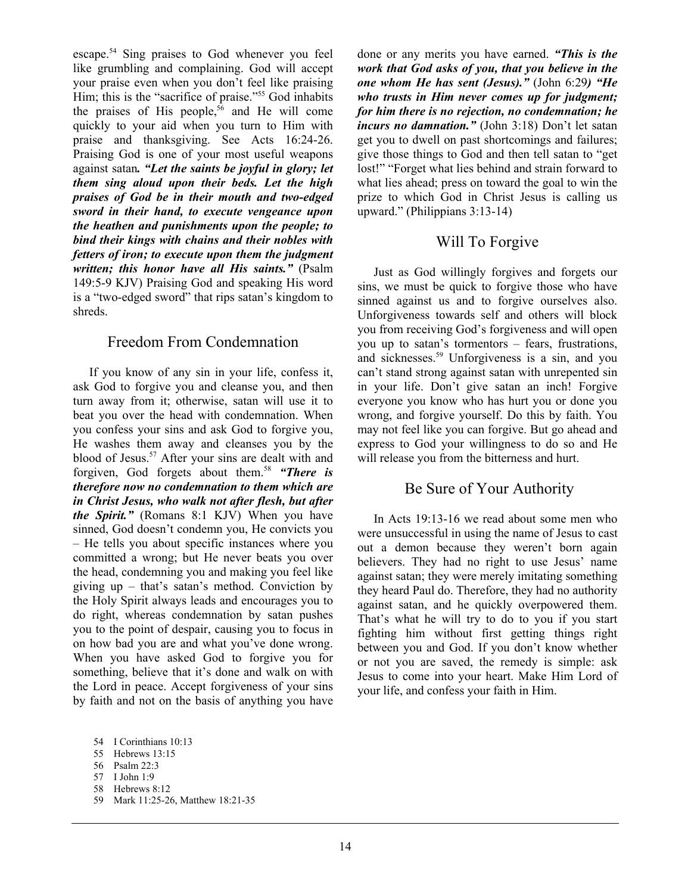escape.[54] Sing praises to God whenever you feel like grumbling and complaining. God will accept your praise even when you don't feel like praising Him; this is the "sacrifice of praise."[55] God inhabits the praises of His people,[56] and He will come quickly to your aid when you turn to Him with praise and thanksgiving. See Acts 16:24-26. Praising God is one of your most useful weapons against satan*.* ***"Let the saints be joyful in glory; let them sing aloud upon their beds. Let the high praises of God be in their mouth and two-edged sword in their hand, to execute vengeance upon the heathen and punishments upon the people; to bind their kings with chains and their nobles with fetters of iron; to execute upon them the judgment written; this honor have all His saints."*** (Psalm 149:5-9 KJV) Praising God and speaking His word is a "two-edged sword" that rips satan's kingdom to shreds.

## Freedom From Condemnation

If you know of any sin in your life, confess it, ask God to forgive you and cleanse you, and then turn away from it; otherwise, satan will use it to beat you over the head with condemnation. When you confess your sins and ask God to forgive you, He washes them away and cleanses you by the blood of Jesus.[57] After your sins are dealt with and forgiven, God forgets about them.[58] ***"There is therefore now no condemnation to them which are in Christ Jesus, who walk not after flesh, but after the Spirit."*** (Romans 8:1 KJV) When you have sinned, God doesn't condemn you, He convicts you – He tells you about specific instances where you committed a wrong; but He never beats you over the head, condemning you and making you feel like giving up – that's satan's method. Conviction by the Holy Spirit always leads and encourages you to do right, whereas condemnation by satan pushes you to the point of despair, causing you to focus in on how bad you are and what you've done wrong. When you have asked God to forgive you for something, believe that it's done and walk on with the Lord in peace. Accept forgiveness of your sins by faith and not on the basis of anything you have done or any merits you have earned. ***"This is the work that God asks of you, that you believe in the one whom He has sent (Jesus)."*** (John 6:29*)* ***"He who trusts in Him never comes up for judgment; for him there is no rejection, no condemnation; he incurs no damnation."*** (John 3:18) Don't let satan get you to dwell on past shortcomings and failures; give those things to God and then tell satan to "get lost!" "Forget what lies behind and strain forward to what lies ahead; press on toward the goal to win the prize to which God in Christ Jesus is calling us upward." (Philippians 3:13-14)

## Will To Forgive

Just as God willingly forgives and forgets our sins, we must be quick to forgive those who have sinned against us and to forgive ourselves also. Unforgiveness towards self and others will block you from receiving God's forgiveness and will open you up to satan's tormentors – fears, frustrations, and sicknesses.[59] Unforgiveness is a sin, and you can't stand strong against satan with unrepented sin in your life. Don't give satan an inch! Forgive everyone you know who has hurt you or done you wrong, and forgive yourself. Do this by faith. You may not feel like you can forgive. But go ahead and express to God your willingness to do so and He will release you from the bitterness and hurt.

## Be Sure of Your Authority

In Acts 19:13-16 we read about some men who were unsuccessful in using the name of Jesus to cast out a demon because they weren't born again believers. They had no right to use Jesus' name against satan; they were merely imitating something they heard Paul do. Therefore, they had no authority against satan, and he quickly overpowered them. That's what he will try to do to you if you start fighting him without first getting things right between you and God. If you don't know whether or not you are saved, the remedy is simple: ask Jesus to come into your heart. Make Him Lord of your life, and confess your faith in Him.

---

54 I Corinthians 10:13
55 Hebrews 13:15
56 Psalm 22:3
57 I John 1:9
58 Hebrews 8:12
59 Mark 11:25-26, Matthew 18:21-35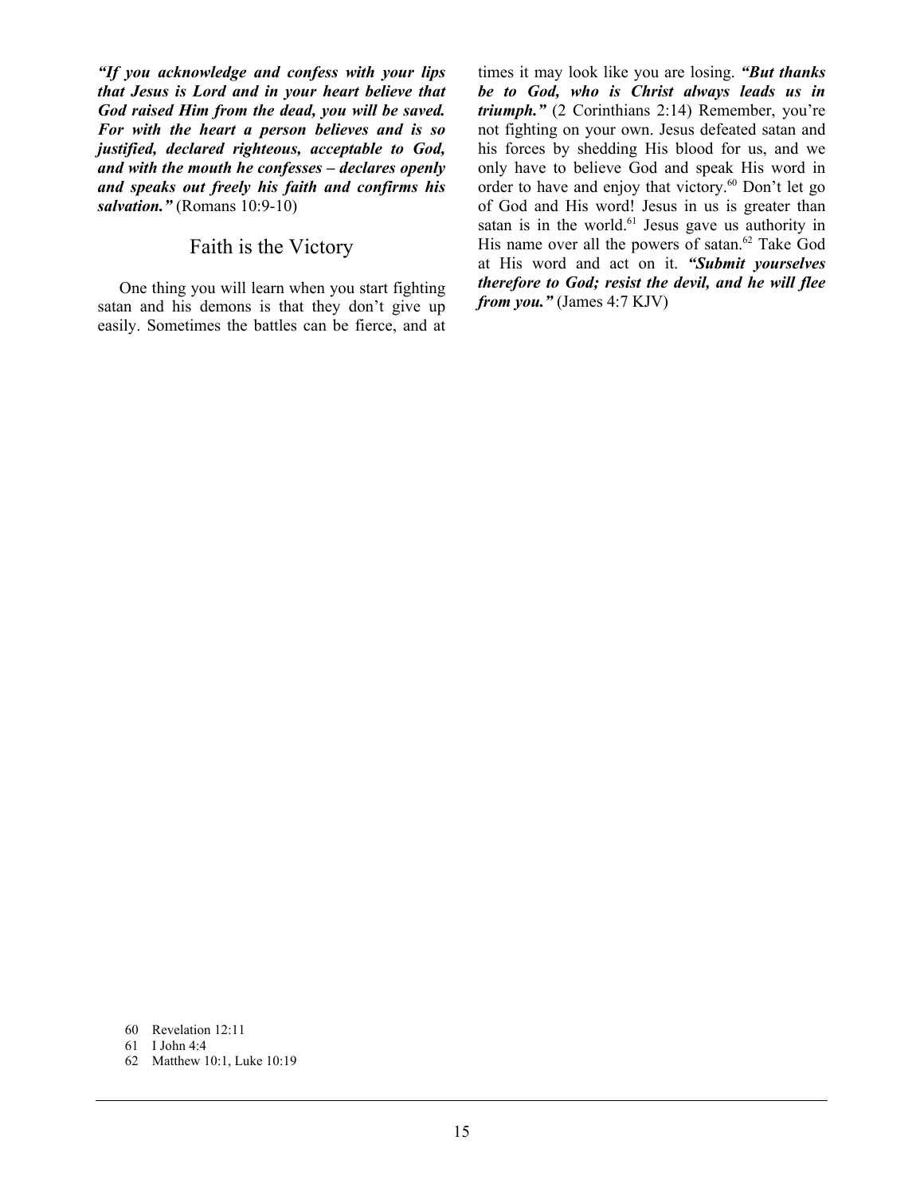***"If you acknowledge and confess with your lips that Jesus is Lord and in your heart believe that God raised Him from the dead, you will be saved. For with the heart a person believes and is so justified, declared righteous, acceptable to God, and with the mouth he confesses – declares openly and speaks out freely his faith and confirms his salvation."*** (Romans 10:9-10)

## Faith is the Victory

One thing you will learn when you start fighting satan and his demons is that they don't give up easily. Sometimes the battles can be fierce, and at times it may look like you are losing. ***"But thanks be to God, who is Christ always leads us in triumph."*** (2 Corinthians 2:14) Remember, you're not fighting on your own. Jesus defeated satan and his forces by shedding His blood for us, and we only have to believe God and speak His word in order to have and enjoy that victory.[60] Don't let go of God and His word! Jesus in us is greater than satan is in the world.[61] Jesus gave us authority in His name over all the powers of satan.[62] Take God at His word and act on it. ***"Submit yourselves therefore to God; resist the devil, and he will flee from you."*** (James 4:7 KJV)

60 Revelation 12:11

61 I John 4:4

62 Matthew 10:1, Luke 10:19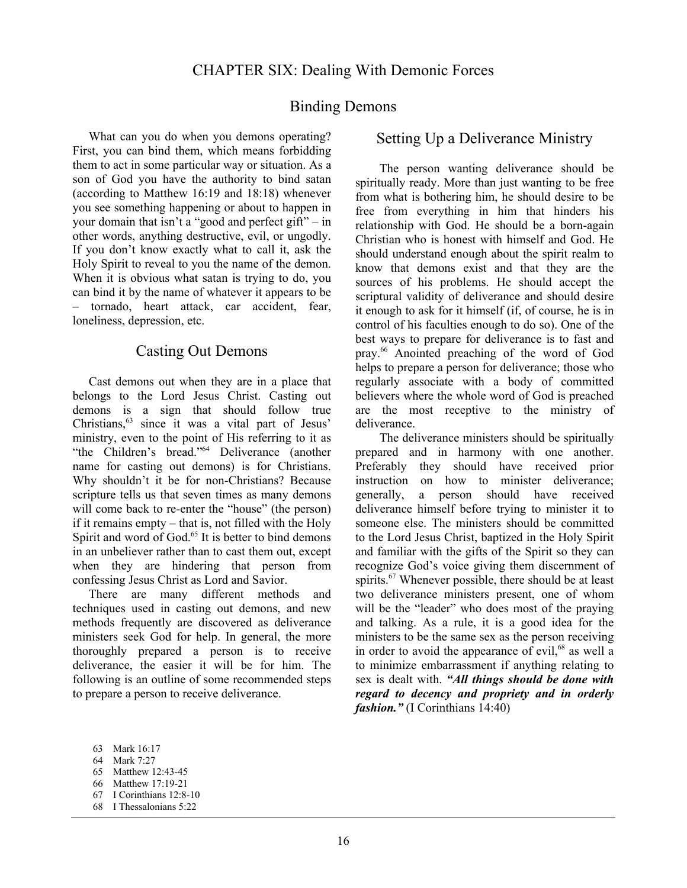# CHAPTER SIX: Dealing With Demonic Forces

## Binding Demons

What can you do when you demons operating? First, you can bind them, which means forbidding them to act in some particular way or situation. As a son of God you have the authority to bind satan (according to Matthew 16:19 and 18:18) whenever you see something happening or about to happen in your domain that isn't a "good and perfect gift" – in other words, anything destructive, evil, or ungodly. If you don't know exactly what to call it, ask the Holy Spirit to reveal to you the name of the demon. When it is obvious what satan is trying to do, you can bind it by the name of whatever it appears to be – tornado, heart attack, car accident, fear, loneliness, depression, etc.

## Casting Out Demons

Cast demons out when they are in a place that belongs to the Lord Jesus Christ. Casting out demons is a sign that should follow true Christians,[63] since it was a vital part of Jesus' ministry, even to the point of His referring to it as "the Children's bread."[64] Deliverance (another name for casting out demons) is for Christians. Why shouldn't it be for non-Christians? Because scripture tells us that seven times as many demons will come back to re-enter the "house" (the person) if it remains empty – that is, not filled with the Holy Spirit and word of God.[65] It is better to bind demons in an unbeliever rather than to cast them out, except when they are hindering that person from confessing Jesus Christ as Lord and Savior.

There are many different methods and techniques used in casting out demons, and new methods frequently are discovered as deliverance ministers seek God for help. In general, the more thoroughly prepared a person is to receive deliverance, the easier it will be for him. The following is an outline of some recommended steps to prepare a person to receive deliverance.

## Setting Up a Deliverance Ministry

The person wanting deliverance should be spiritually ready. More than just wanting to be free from what is bothering him, he should desire to be free from everything in him that hinders his relationship with God. He should be a born-again Christian who is honest with himself and God. He should understand enough about the spirit realm to know that demons exist and that they are the sources of his problems. He should accept the scriptural validity of deliverance and should desire it enough to ask for it himself (if, of course, he is in control of his faculties enough to do so). One of the best ways to prepare for deliverance is to fast and pray.[66] Anointed preaching of the word of God helps to prepare a person for deliverance; those who regularly associate with a body of committed believers where the whole word of God is preached are the most receptive to the ministry of deliverance.

The deliverance ministers should be spiritually prepared and in harmony with one another. Preferably they should have received prior instruction on how to minister deliverance; generally, a person should have received deliverance himself before trying to minister it to someone else. The ministers should be committed to the Lord Jesus Christ, baptized in the Holy Spirit and familiar with the gifts of the Spirit so they can recognize God's voice giving them discernment of spirits.[67] Whenever possible, there should be at least two deliverance ministers present, one of whom will be the "leader" who does most of the praying and talking. As a rule, it is a good idea for the ministers to be the same sex as the person receiving in order to avoid the appearance of evil,[68] as well a to minimize embarrassment if anything relating to sex is dealt with. ***"All things should be done with regard to decency and propriety and in orderly fashion."*** (I Corinthians 14:40)

63 Mark 16:17
64 Mark 7:27
65 Matthew 12:43-45
66 Matthew 17:19-21
67 I Corinthians 12:8-10
68 I Thessalonians 5:22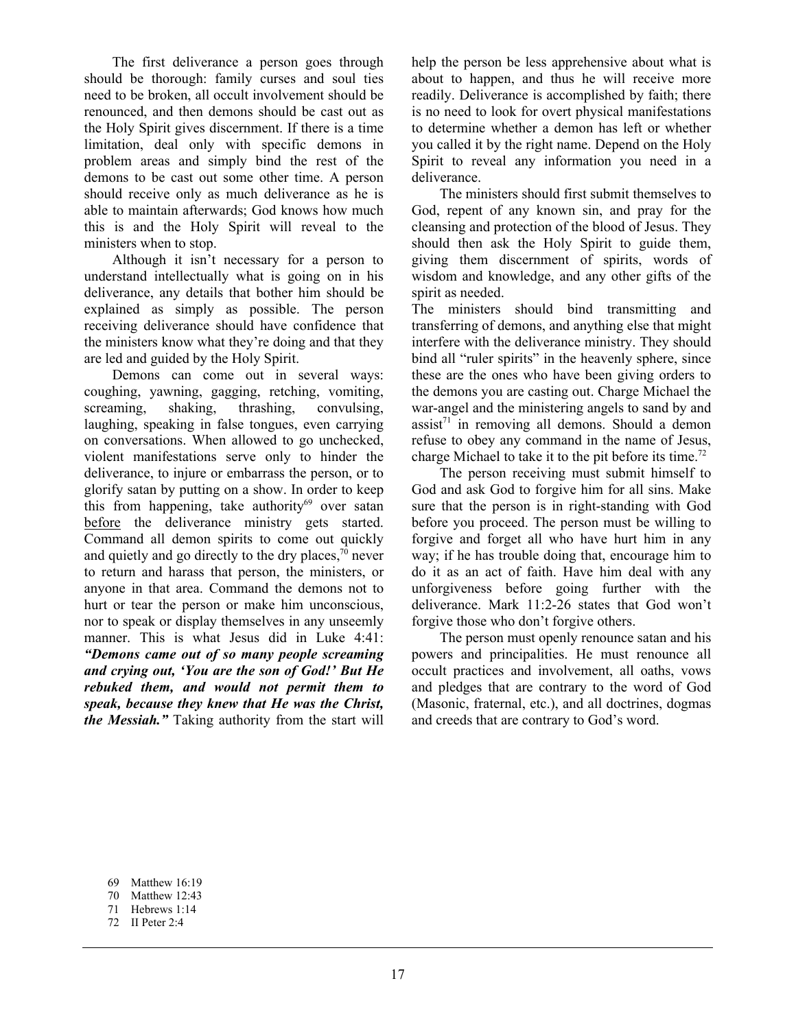The first deliverance a person goes through should be thorough: family curses and soul ties need to be broken, all occult involvement should be renounced, and then demons should be cast out as the Holy Spirit gives discernment. If there is a time limitation, deal only with specific demons in problem areas and simply bind the rest of the demons to be cast out some other time. A person should receive only as much deliverance as he is able to maintain afterwards; God knows how much this is and the Holy Spirit will reveal to the ministers when to stop.

Although it isn't necessary for a person to understand intellectually what is going on in his deliverance, any details that bother him should be explained as simply as possible. The person receiving deliverance should have confidence that the ministers know what they're doing and that they are led and guided by the Holy Spirit.

Demons can come out in several ways: coughing, yawning, gagging, retching, vomiting, screaming, shaking, thrashing, convulsing, laughing, speaking in false tongues, even carrying on conversations. When allowed to go unchecked, violent manifestations serve only to hinder the deliverance, to injure or embarrass the person, or to glorify satan by putting on a show. In order to keep this from happening, take authority[69] over satan <u>before</u> the deliverance ministry gets started. Command all demon spirits to come out quickly and quietly and go directly to the dry places,[70] never to return and harass that person, the ministers, or anyone in that area. Command the demons not to hurt or tear the person or make him unconscious, nor to speak or display themselves in any unseemly manner. This is what Jesus did in Luke 4:41: ***"Demons came out of so many people screaming and crying out, 'You are the son of God!' But He rebuked them, and would not permit them to speak, because they knew that He was the Christ, the Messiah."*** Taking authority from the start will help the person be less apprehensive about what is about to happen, and thus he will receive more readily. Deliverance is accomplished by faith; there is no need to look for overt physical manifestations to determine whether a demon has left or whether you called it by the right name. Depend on the Holy Spirit to reveal any information you need in a deliverance.

The ministers should first submit themselves to God, repent of any known sin, and pray for the cleansing and protection of the blood of Jesus. They should then ask the Holy Spirit to guide them, giving them discernment of spirits, words of wisdom and knowledge, and any other gifts of the spirit as needed.

The ministers should bind transmitting and transferring of demons, and anything else that might interfere with the deliverance ministry. They should bind all "ruler spirits" in the heavenly sphere, since these are the ones who have been giving orders to the demons you are casting out. Charge Michael the war-angel and the ministering angels to sand by and assist[71] in removing all demons. Should a demon refuse to obey any command in the name of Jesus, charge Michael to take it to the pit before its time.[72]

The person receiving must submit himself to God and ask God to forgive him for all sins. Make sure that the person is in right-standing with God before you proceed. The person must be willing to forgive and forget all who have hurt him in any way; if he has trouble doing that, encourage him to do it as an act of faith. Have him deal with any unforgiveness before going further with the deliverance. Mark 11:2-26 states that God won't forgive those who don't forgive others.

The person must openly renounce satan and his powers and principalities. He must renounce all occult practices and involvement, all oaths, vows and pledges that are contrary to the word of God (Masonic, fraternal, etc.), and all doctrines, dogmas and creeds that are contrary to God's word.

69 Matthew 16:19
70 Matthew 12:43
71 Hebrews 1:14
72 II Peter 2:4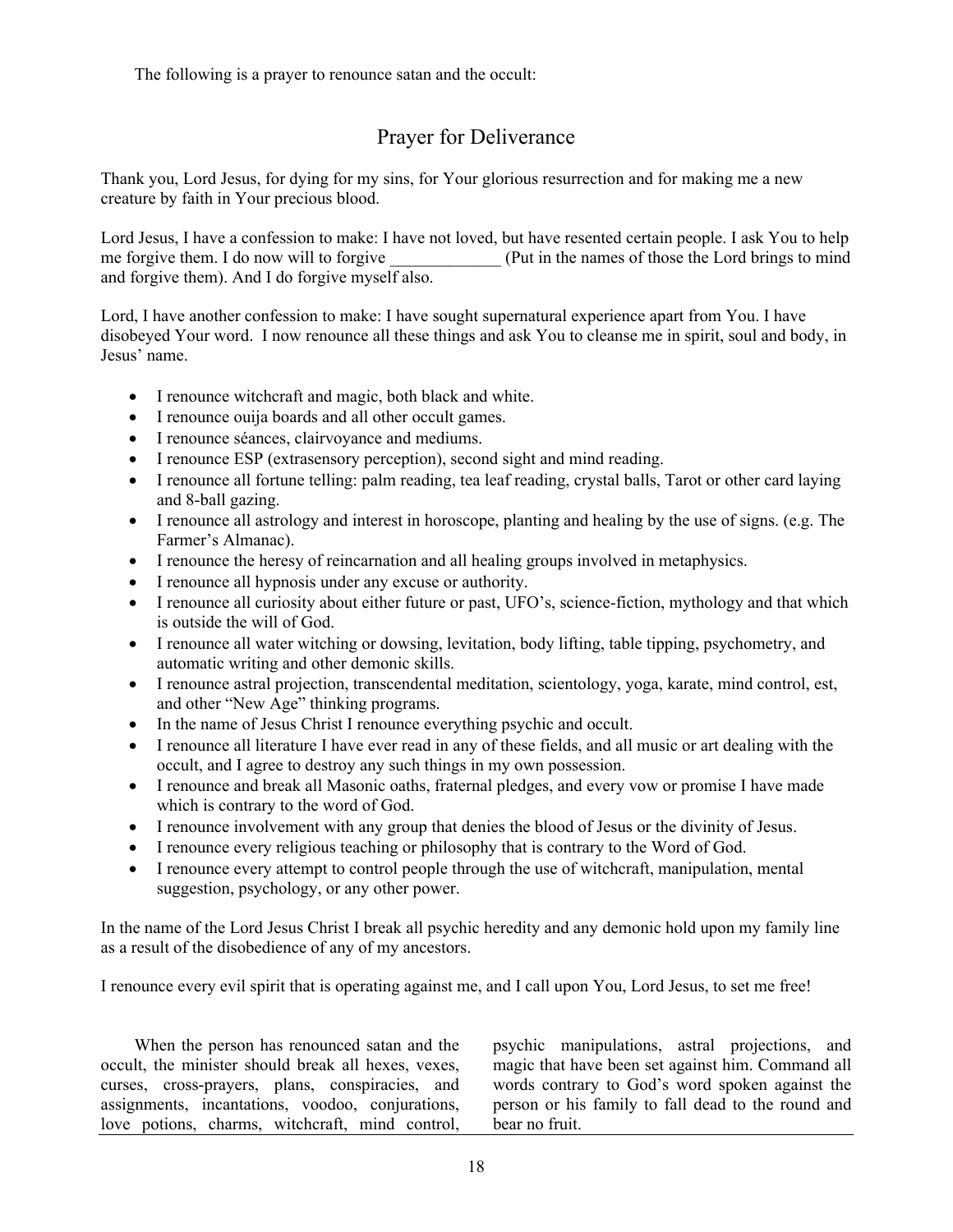The following is a prayer to renounce satan and the occult:

## Prayer for Deliverance

Thank you, Lord Jesus, for dying for my sins, for Your glorious resurrection and for making me a new creature by faith in Your precious blood.

Lord Jesus, I have a confession to make: I have not loved, but have resented certain people. I ask You to help me forgive them. I do now will to forgive _____________ (Put in the names of those the Lord brings to mind and forgive them). And I do forgive myself also.

Lord, I have another confession to make: I have sought supernatural experience apart from You. I have disobeyed Your word. I now renounce all these things and ask You to cleanse me in spirit, soul and body, in Jesus' name.

- I renounce witchcraft and magic, both black and white.
- I renounce ouija boards and all other occult games.
- I renounce séances, clairvoyance and mediums.
- I renounce ESP (extrasensory perception), second sight and mind reading.
- I renounce all fortune telling: palm reading, tea leaf reading, crystal balls, Tarot or other card laying and 8-ball gazing.
- I renounce all astrology and interest in horoscope, planting and healing by the use of signs. (e.g. The Farmer's Almanac).
- I renounce the heresy of reincarnation and all healing groups involved in metaphysics.
- I renounce all hypnosis under any excuse or authority.
- I renounce all curiosity about either future or past, UFO's, science-fiction, mythology and that which is outside the will of God.
- I renounce all water witching or dowsing, levitation, body lifting, table tipping, psychometry, and automatic writing and other demonic skills.
- I renounce astral projection, transcendental meditation, scientology, yoga, karate, mind control, est, and other "New Age" thinking programs.
- In the name of Jesus Christ I renounce everything psychic and occult.
- I renounce all literature I have ever read in any of these fields, and all music or art dealing with the occult, and I agree to destroy any such things in my own possession.
- I renounce and break all Masonic oaths, fraternal pledges, and every vow or promise I have made which is contrary to the word of God.
- I renounce involvement with any group that denies the blood of Jesus or the divinity of Jesus.
- I renounce every religious teaching or philosophy that is contrary to the Word of God.
- I renounce every attempt to control people through the use of witchcraft, manipulation, mental suggestion, psychology, or any other power.

In the name of the Lord Jesus Christ I break all psychic heredity and any demonic hold upon my family line as a result of the disobedience of any of my ancestors.

I renounce every evil spirit that is operating against me, and I call upon You, Lord Jesus, to set me free!

When the person has renounced satan and the occult, the minister should break all hexes, vexes, curses, cross-prayers, plans, conspiracies, and assignments, incantations, voodoo, conjurations, love potions, charms, witchcraft, mind control, psychic manipulations, astral projections, and magic that have been set against him. Command all words contrary to God's word spoken against the person or his family to fall dead to the round and bear no fruit.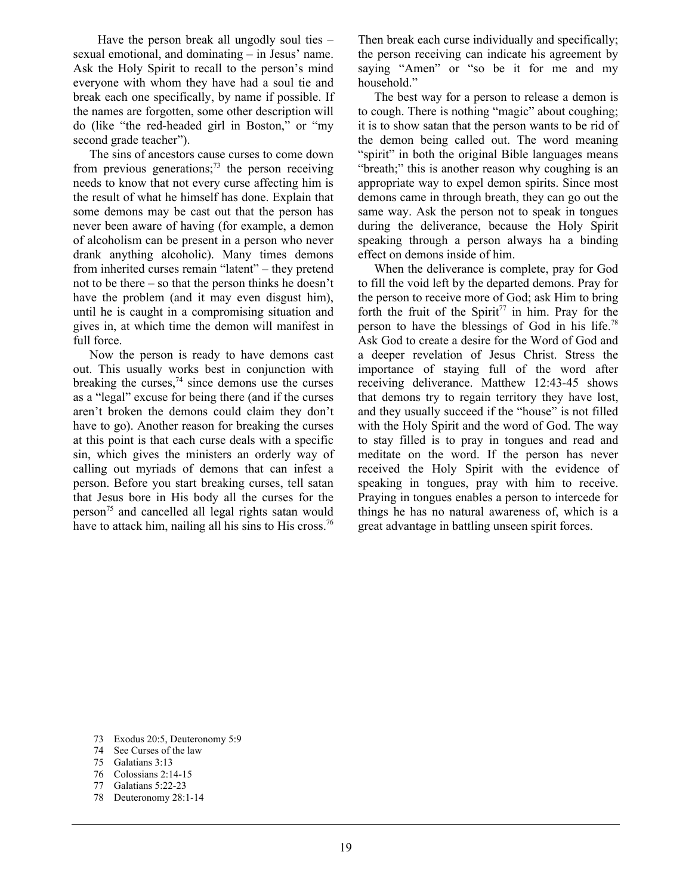Have the person break all ungodly soul ties – sexual emotional, and dominating – in Jesus' name. Ask the Holy Spirit to recall to the person's mind everyone with whom they have had a soul tie and break each one specifically, by name if possible. If the names are forgotten, some other description will do (like "the red-headed girl in Boston," or "my second grade teacher").

The sins of ancestors cause curses to come down from previous generations;[73] the person receiving needs to know that not every curse affecting him is the result of what he himself has done. Explain that some demons may be cast out that the person has never been aware of having (for example, a demon of alcoholism can be present in a person who never drank anything alcoholic). Many times demons from inherited curses remain "latent" – they pretend not to be there – so that the person thinks he doesn't have the problem (and it may even disgust him), until he is caught in a compromising situation and gives in, at which time the demon will manifest in full force.

Now the person is ready to have demons cast out. This usually works best in conjunction with breaking the curses,[74] since demons use the curses as a "legal" excuse for being there (and if the curses aren't broken the demons could claim they don't have to go). Another reason for breaking the curses at this point is that each curse deals with a specific sin, which gives the ministers an orderly way of calling out myriads of demons that can infest a person. Before you start breaking curses, tell satan that Jesus bore in His body all the curses for the person[75] and cancelled all legal rights satan would have to attack him, nailing all his sins to His cross.[76] Then break each curse individually and specifically; the person receiving can indicate his agreement by saying "Amen" or "so be it for me and my household."

The best way for a person to release a demon is to cough. There is nothing "magic" about coughing; it is to show satan that the person wants to be rid of the demon being called out. The word meaning "spirit" in both the original Bible languages means "breath;" this is another reason why coughing is an appropriate way to expel demon spirits. Since most demons came in through breath, they can go out the same way. Ask the person not to speak in tongues during the deliverance, because the Holy Spirit speaking through a person always ha a binding effect on demons inside of him.

When the deliverance is complete, pray for God to fill the void left by the departed demons. Pray for the person to receive more of God; ask Him to bring forth the fruit of the Spirit[77] in him. Pray for the person to have the blessings of God in his life.[78] Ask God to create a desire for the Word of God and a deeper revelation of Jesus Christ. Stress the importance of staying full of the word after receiving deliverance. Matthew 12:43-45 shows that demons try to regain territory they have lost, and they usually succeed if the "house" is not filled with the Holy Spirit and the word of God. The way to stay filled is to pray in tongues and read and meditate on the word. If the person has never received the Holy Spirit with the evidence of speaking in tongues, pray with him to receive. Praying in tongues enables a person to intercede for things he has no natural awareness of, which is a great advantage in battling unseen spirit forces.

73 Exodus 20:5, Deuteronomy 5:9
74 See Curses of the law
75 Galatians 3:13
76 Colossians 2:14-15
77 Galatians 5:22-23
78 Deuteronomy 28:1-14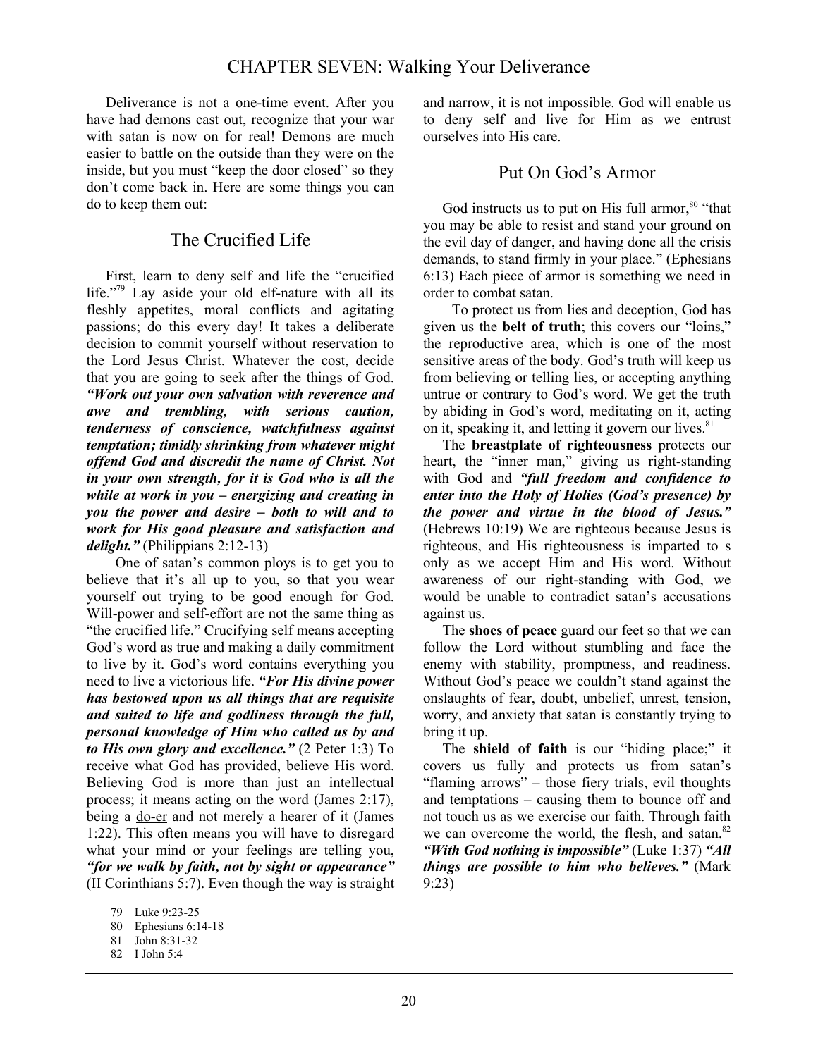# CHAPTER SEVEN: Walking Your Deliverance

Deliverance is not a one-time event. After you have had demons cast out, recognize that your war with satan is now on for real! Demons are much easier to battle on the outside than they were on the inside, but you must "keep the door closed" so they don't come back in. Here are some things you can do to keep them out:

## The Crucified Life

First, learn to deny self and life the "crucified life."[79] Lay aside your old elf-nature with all its fleshly appetites, moral conflicts and agitating passions; do this every day! It takes a deliberate decision to commit yourself without reservation to the Lord Jesus Christ. Whatever the cost, decide that you are going to seek after the things of God. ***"Work out your own salvation with reverence and awe and trembling, with serious caution, tenderness of conscience, watchfulness against temptation; timidly shrinking from whatever might offend God and discredit the name of Christ. Not in your own strength, for it is God who is all the while at work in you – energizing and creating in you the power and desire – both to will and to work for His good pleasure and satisfaction and delight."*** (Philippians 2:12-13)

One of satan's common ploys is to get you to believe that it's all up to you, so that you wear yourself out trying to be good enough for God. Will-power and self-effort are not the same thing as "the crucified life." Crucifying self means accepting God's word as true and making a daily commitment to live by it. God's word contains everything you need to live a victorious life. ***"For His divine power has bestowed upon us all things that are requisite and suited to life and godliness through the full, personal knowledge of Him who called us by and to His own glory and excellence."*** (2 Peter 1:3) To receive what God has provided, believe His word. Believing God is more than just an intellectual process; it means acting on the word (James 2:17), being a do-er and not merely a hearer of it (James 1:22). This often means you will have to disregard what your mind or your feelings are telling you, ***"for we walk by faith, not by sight or appearance"*** (II Corinthians 5:7). Even though the way is straight and narrow, it is not impossible. God will enable us to deny self and live for Him as we entrust ourselves into His care.

## Put On God's Armor

God instructs us to put on His full armor,[80] "that you may be able to resist and stand your ground on the evil day of danger, and having done all the crisis demands, to stand firmly in your place." (Ephesians 6:13) Each piece of armor is something we need in order to combat satan.

To protect us from lies and deception, God has given us the **belt of truth**; this covers our "loins," the reproductive area, which is one of the most sensitive areas of the body. God's truth will keep us from believing or telling lies, or accepting anything untrue or contrary to God's word. We get the truth by abiding in God's word, meditating on it, acting on it, speaking it, and letting it govern our lives.[81]

The **breastplate of righteousness** protects our heart, the "inner man," giving us right-standing with God and ***"full freedom and confidence to enter into the Holy of Holies (God's presence) by the power and virtue in the blood of Jesus."*** (Hebrews 10:19) We are righteous because Jesus is righteous, and His righteousness is imparted to s only as we accept Him and His word. Without awareness of our right-standing with God, we would be unable to contradict satan's accusations against us.

The **shoes of peace** guard our feet so that we can follow the Lord without stumbling and face the enemy with stability, promptness, and readiness. Without God's peace we couldn't stand against the onslaughts of fear, doubt, unbelief, unrest, tension, worry, and anxiety that satan is constantly trying to bring it up.

The **shield of faith** is our "hiding place;" it covers us fully and protects us from satan's "flaming arrows" – those fiery trials, evil thoughts and temptations – causing them to bounce off and not touch us as we exercise our faith. Through faith we can overcome the world, the flesh, and satan.[82] ***"With God nothing is impossible"*** (Luke 1:37) ***"All things are possible to him who believes."*** (Mark 9:23)

---

79 Luke 9:23-25

80 Ephesians 6:14-18

81 John 8:31-32

82 I John 5:4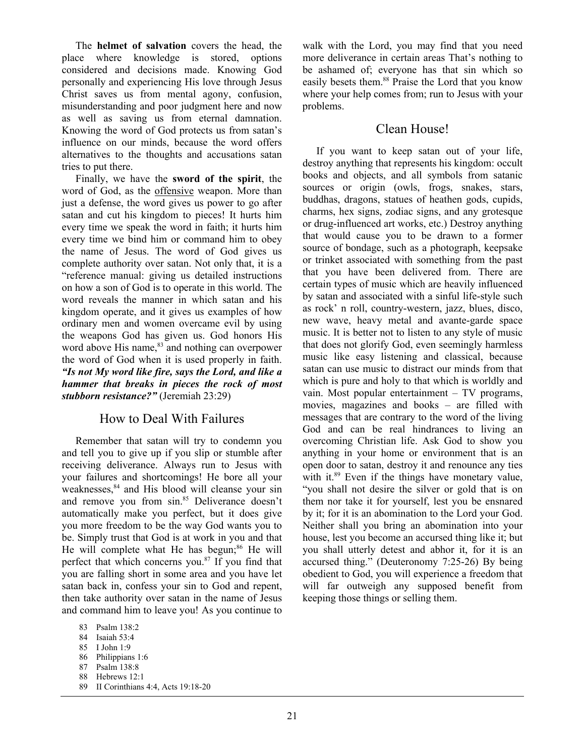The **helmet of salvation** covers the head, the place where knowledge is stored, options considered and decisions made. Knowing God personally and experiencing His love through Jesus Christ saves us from mental agony, confusion, misunderstanding and poor judgment here and now as well as saving us from eternal damnation. Knowing the word of God protects us from satan's influence on our minds, because the word offers alternatives to the thoughts and accusations satan tries to put there.

Finally, we have the **sword of the spirit**, the word of God, as the <u>offensive</u> weapon. More than just a defense, the word gives us power to go after satan and cut his kingdom to pieces! It hurts him every time we speak the word in faith; it hurts him every time we bind him or command him to obey the name of Jesus. The word of God gives us complete authority over satan. Not only that, it is a "reference manual: giving us detailed instructions on how a son of God is to operate in this world. The word reveals the manner in which satan and his kingdom operate, and it gives us examples of how ordinary men and women overcame evil by using the weapons God has given us. God honors His word above His name,[83] and nothing can overpower the word of God when it is used properly in faith. ***"Is not My word like fire, says the Lord, and like a hammer that breaks in pieces the rock of most stubborn resistance?"*** (Jeremiah 23:29)

## How to Deal With Failures

Remember that satan will try to condemn you and tell you to give up if you slip or stumble after receiving deliverance. Always run to Jesus with your failures and shortcomings! He bore all your weaknesses,[84] and His blood will cleanse your sin and remove you from sin.[85] Deliverance doesn't automatically make you perfect, but it does give you more freedom to be the way God wants you to be. Simply trust that God is at work in you and that He will complete what He has begun;[86] He will perfect that which concerns you.[87] If you find that you are falling short in some area and you have let satan back in, confess your sin to God and repent, then take authority over satan in the name of Jesus and command him to leave you! As you continue to walk with the Lord, you may find that you need more deliverance in certain areas That's nothing to be ashamed of; everyone has that sin which so easily besets them.[88] Praise the Lord that you know where your help comes from; run to Jesus with your problems.

## Clean House!

If you want to keep satan out of your life, destroy anything that represents his kingdom: occult books and objects, and all symbols from satanic sources or origin (owls, frogs, snakes, stars, buddhas, dragons, statues of heathen gods, cupids, charms, hex signs, zodiac signs, and any grotesque or drug-influenced art works, etc.) Destroy anything that would cause you to be drawn to a former source of bondage, such as a photograph, keepsake or trinket associated with something from the past that you have been delivered from. There are certain types of music which are heavily influenced by satan and associated with a sinful life-style such as rock' n roll, country-western, jazz, blues, disco, new wave, heavy metal and avante-garde space music. It is better not to listen to any style of music that does not glorify God, even seemingly harmless music like easy listening and classical, because satan can use music to distract our minds from that which is pure and holy to that which is worldly and vain. Most popular entertainment – TV programs, movies, magazines and books – are filled with messages that are contrary to the word of the living God and can be real hindrances to living an overcoming Christian life. Ask God to show you anything in your home or environment that is an open door to satan, destroy it and renounce any ties with it.[89] Even if the things have monetary value, "you shall not desire the silver or gold that is on them nor take it for yourself, lest you be ensnared by it; for it is an abomination to the Lord your God. Neither shall you bring an abomination into your house, lest you become an accursed thing like it; but you shall utterly detest and abhor it, for it is an accursed thing." (Deuteronomy 7:25-26) By being obedient to God, you will experience a freedom that will far outweigh any supposed benefit from keeping those things or selling them.

83 Psalm 138:2
84 Isaiah 53:4
85 I John 1:9
86 Philippians 1:6
87 Psalm 138:8
88 Hebrews 12:1
89 II Corinthians 4:4, Acts 19:18-20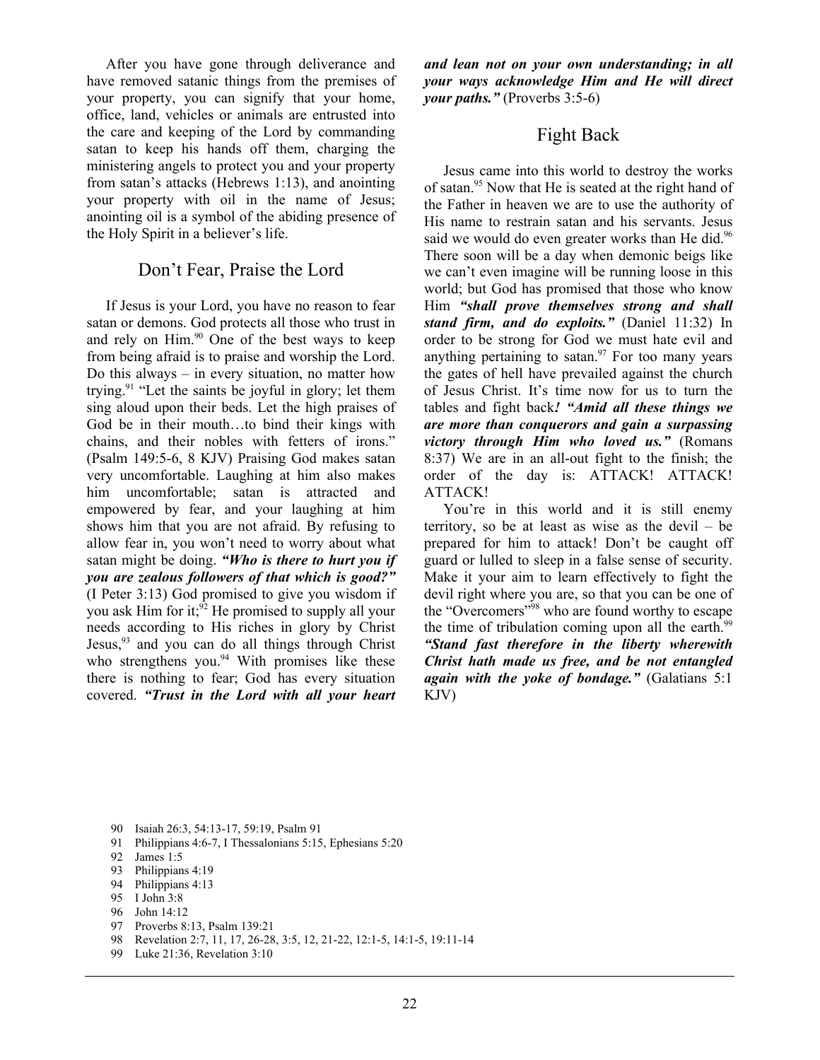After you have gone through deliverance and have removed satanic things from the premises of your property, you can signify that your home, office, land, vehicles or animals are entrusted into the care and keeping of the Lord by commanding satan to keep his hands off them, charging the ministering angels to protect you and your property from satan's attacks (Hebrews 1:13), and anointing your property with oil in the name of Jesus; anointing oil is a symbol of the abiding presence of the Holy Spirit in a believer's life.

## Don't Fear, Praise the Lord

If Jesus is your Lord, you have no reason to fear satan or demons. God protects all those who trust in and rely on Him.[90] One of the best ways to keep from being afraid is to praise and worship the Lord. Do this always – in every situation, no matter how trying.[91] "Let the saints be joyful in glory; let them sing aloud upon their beds. Let the high praises of God be in their mouth…to bind their kings with chains, and their nobles with fetters of irons." (Psalm 149:5-6, 8 KJV) Praising God makes satan very uncomfortable. Laughing at him also makes him uncomfortable; satan is attracted and empowered by fear, and your laughing at him shows him that you are not afraid. By refusing to allow fear in, you won't need to worry about what satan might be doing. ***"Who is there to hurt you if you are zealous followers of that which is good?"*** (I Peter 3:13) God promised to give you wisdom if you ask Him for it;[92] He promised to supply all your needs according to His riches in glory by Christ Jesus,[93] and you can do all things through Christ who strengthens you.[94] With promises like these there is nothing to fear; God has every situation covered. ***"Trust in the Lord with all your heart and lean not on your own understanding; in all your ways acknowledge Him and He will direct your paths."*** (Proverbs 3:5-6)

## Fight Back

Jesus came into this world to destroy the works of satan.[95] Now that He is seated at the right hand of the Father in heaven we are to use the authority of His name to restrain satan and his servants. Jesus said we would do even greater works than He did.[96] There soon will be a day when demonic beigs like we can't even imagine will be running loose in this world; but God has promised that those who know Him ***"shall prove themselves strong and shall stand firm, and do exploits."*** (Daniel 11:32) In order to be strong for God we must hate evil and anything pertaining to satan.[97] For too many years the gates of hell have prevailed against the church of Jesus Christ. It's time now for us to turn the tables and fight back***! "Amid all these things we are more than conquerors and gain a surpassing victory through Him who loved us."*** (Romans 8:37) We are in an all-out fight to the finish; the order of the day is: ATTACK! ATTACK! ATTACK!

You're in this world and it is still enemy territory, so be at least as wise as the devil – be prepared for him to attack! Don't be caught off guard or lulled to sleep in a false sense of security. Make it your aim to learn effectively to fight the devil right where you are, so that you can be one of the "Overcomers"[98] who are found worthy to escape the time of tribulation coming upon all the earth.[99] ***"Stand fast therefore in the liberty wherewith Christ hath made us free, and be not entangled again with the yoke of bondage."*** (Galatians 5:1 KJV)

---

90 Isaiah 26:3, 54:13-17, 59:19, Psalm 91
91 Philippians 4:6-7, I Thessalonians 5:15, Ephesians 5:20
92 James 1:5
93 Philippians 4:19
94 Philippians 4:13
95 I John 3:8
96 John 14:12
97 Proverbs 8:13, Psalm 139:21
98 Revelation 2:7, 11, 17, 26-28, 3:5, 12, 21-22, 12:1-5, 14:1-5, 19:11-14
99 Luke 21:36, Revelation 3:10